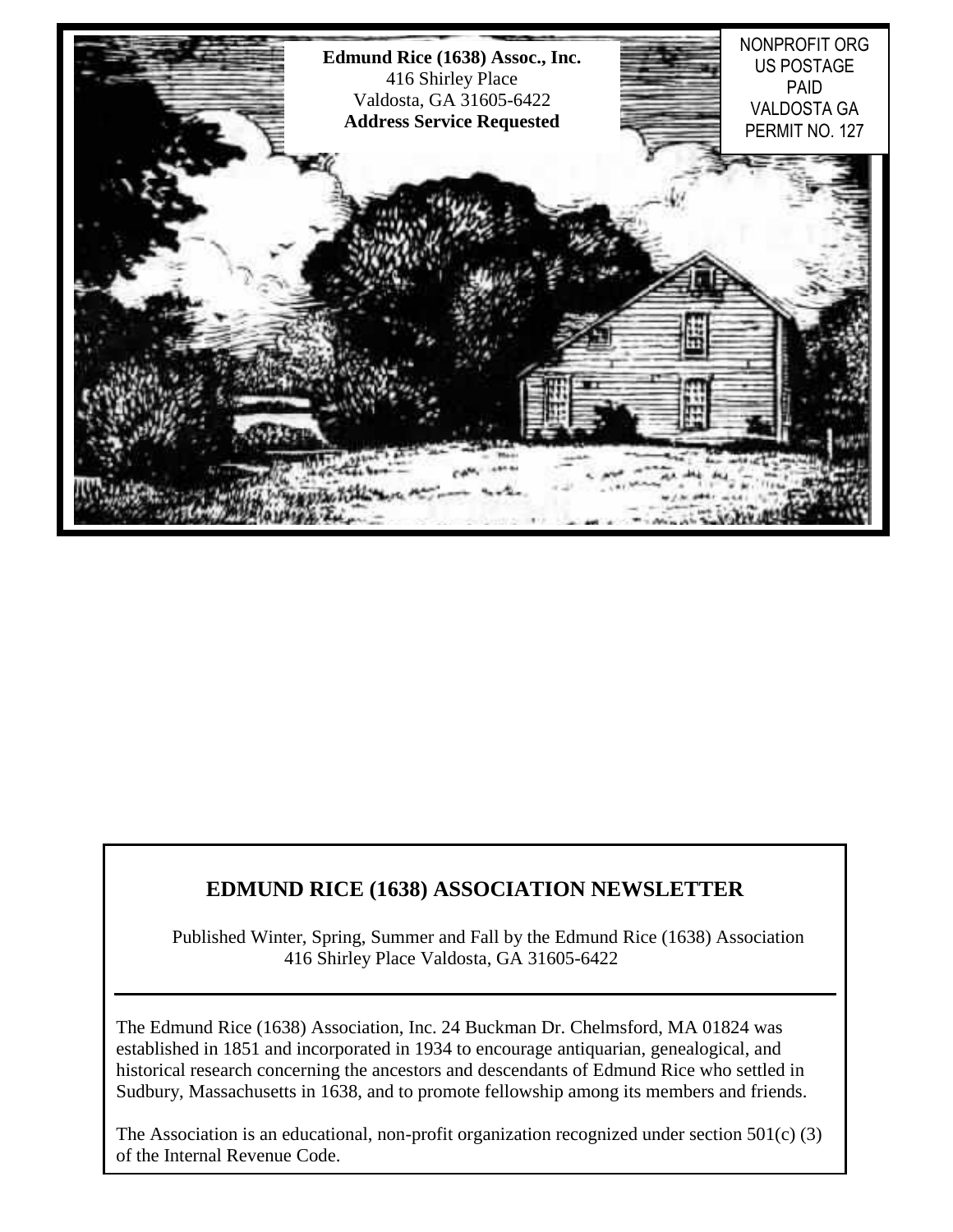**Edmund Rice (1638) Assoc., Inc.**
416 Shirley Place
Valdosta, GA 31605-6422
**Address Service Requested**

NONPROFIT ORG
US POSTAGE
PAID
VALDOSTA GA
PERMIT NO. 127

## EDMUND RICE (1638) ASSOCIATION NEWSLETTER

Published Winter, Spring, Summer and Fall by the Edmund Rice (1638) Association
416 Shirley Place Valdosta, GA 31605-6422

---

The Edmund Rice (1638) Association, Inc. 24 Buckman Dr. Chelmsford, MA 01824 was established in 1851 and incorporated in 1934 to encourage antiquarian, genealogical, and historical research concerning the ancestors and descendants of Edmund Rice who settled in Sudbury, Massachusetts in 1638, and to promote fellowship among its members and friends.

The Association is an educational, non-profit organization recognized under section 501(c) (3) of the Internal Revenue Code.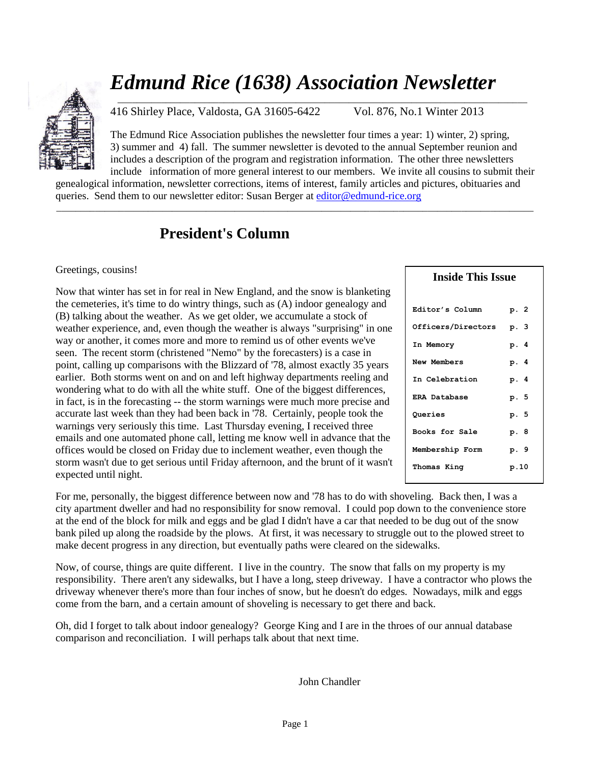# *Edmund Rice (1638) Association Newsletter*

416 Shirley Place, Valdosta, GA 31605-6422 Vol. 876, No.1 Winter 2013

The Edmund Rice Association publishes the newsletter four times a year: 1) winter, 2) spring, 3) summer and 4) fall. The summer newsletter is devoted to the annual September reunion and includes a description of the program and registration information. The other three newsletters include information of more general interest to our members. We invite all cousins to submit their genealogical information, newsletter corrections, items of interest, family articles and pictures, obituaries and queries. Send them to our newsletter editor: Susan Berger at editor@edmund-rice.org

## President's Column

| Inside This Issue | |
|---|---|
| Editor's Column | p. 2 |
| Officers/Directors | p. 3 |
| In Memory | p. 4 |
| New Members | p. 4 |
| In Celebration | p. 4 |
| ERA Database | p. 5 |
| Queries | p. 5 |
| Books for Sale | p. 8 |
| Membership Form | p. 9 |
| Thomas King | p.10 |

Greetings, cousins!

Now that winter has set in for real in New England, and the snow is blanketing the cemeteries, it's time to do wintry things, such as (A) indoor genealogy and (B) talking about the weather. As we get older, we accumulate a stock of weather experience, and, even though the weather is always "surprising" in one way or another, it comes more and more to remind us of other events we've seen. The recent storm (christened "Nemo" by the forecasters) is a case in point, calling up comparisons with the Blizzard of '78, almost exactly 35 years earlier. Both storms went on and on and left highway departments reeling and wondering what to do with all the white stuff. One of the biggest differences, in fact, is in the forecasting -- the storm warnings were much more precise and accurate last week than they had been back in '78. Certainly, people took the warnings very seriously this time. Last Thursday evening, I received three emails and one automated phone call, letting me know well in advance that the offices would be closed on Friday due to inclement weather, even though the storm wasn't due to get serious until Friday afternoon, and the brunt of it wasn't expected until night.

For me, personally, the biggest difference between now and '78 has to do with shoveling. Back then, I was a city apartment dweller and had no responsibility for snow removal. I could pop down to the convenience store at the end of the block for milk and eggs and be glad I didn't have a car that needed to be dug out of the snow bank piled up along the roadside by the plows. At first, it was necessary to struggle out to the plowed street to make decent progress in any direction, but eventually paths were cleared on the sidewalks.

Now, of course, things are quite different. I live in the country. The snow that falls on my property is my responsibility. There aren't any sidewalks, but I have a long, steep driveway. I have a contractor who plows the driveway whenever there's more than four inches of snow, but he doesn't do edges. Nowadays, milk and eggs come from the barn, and a certain amount of shoveling is necessary to get there and back.

Oh, did I forget to talk about indoor genealogy? George King and I are in the throes of our annual database comparison and reconciliation. I will perhaps talk about that next time.

John Chandler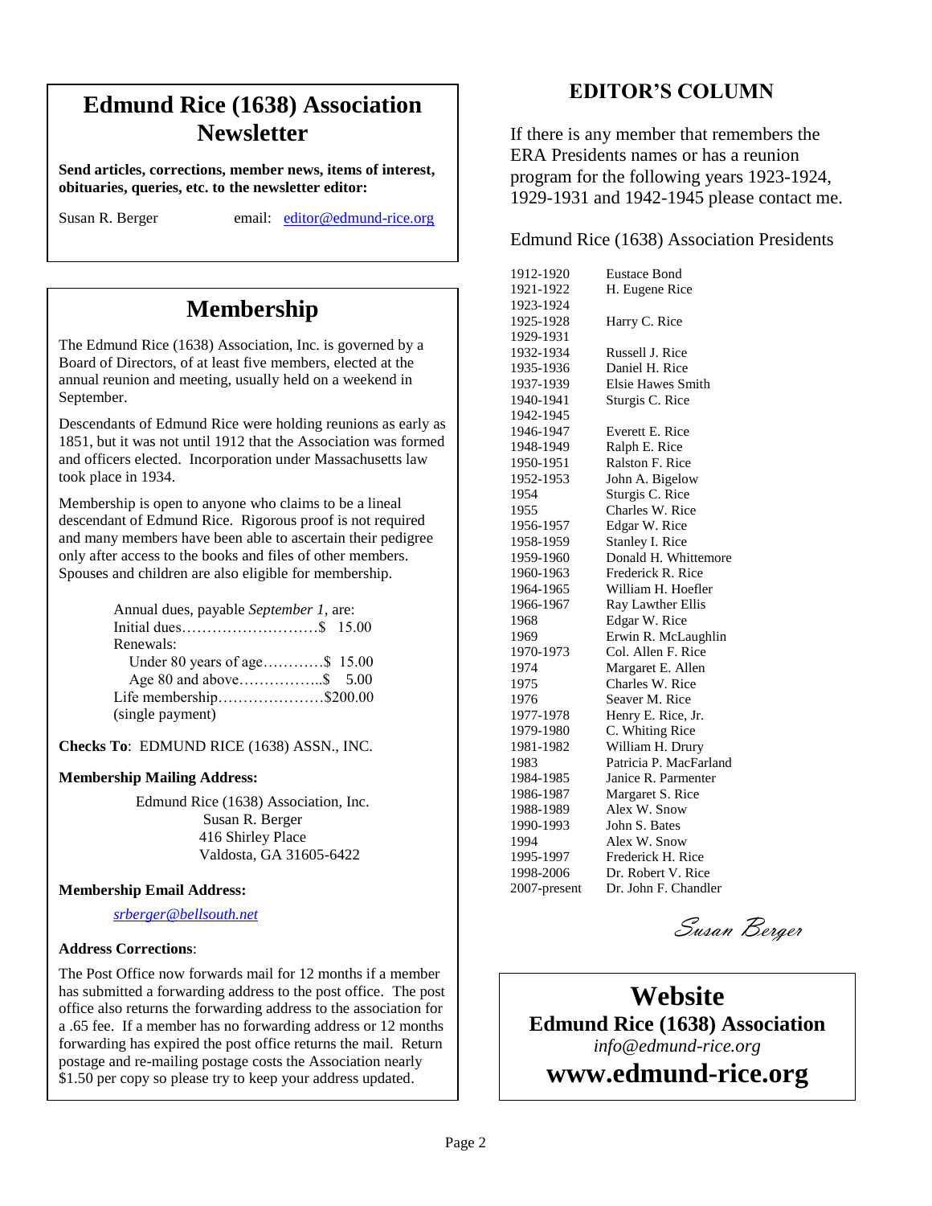# Edmund Rice (1638) Association Newsletter

**Send articles, corrections, member news, items of interest, obituaries, queries, etc. to the newsletter editor:**

Susan R. Berger email: editor@edmund-rice.org

# Membership

The Edmund Rice (1638) Association, Inc. is governed by a Board of Directors, of at least five members, elected at the annual reunion and meeting, usually held on a weekend in September.

Descendants of Edmund Rice were holding reunions as early as 1851, but it was not until 1912 that the Association was formed and officers elected. Incorporation under Massachusetts law took place in 1934.

Membership is open to anyone who claims to be a lineal descendant of Edmund Rice. Rigorous proof is not required and many members have been able to ascertain their pedigree only after access to the books and files of other members. Spouses and children are also eligible for membership.

Annual dues, payable *September 1*, are:

Initial dues……………………….$ 15.00

Renewals:

- Under 80 years of age…………$ 15.00
- Age 80 and above……………..$ 5.00

Life membership…………………$200.00 (single payment)

**Checks To**: EDMUND RICE (1638) ASSN., INC.

**Membership Mailing Address:**

Edmund Rice (1638) Association, Inc.
Susan R. Berger
416 Shirley Place
Valdosta, GA 31605-6422

**Membership Email Address:**

*srberger@bellsouth.net*

**Address Corrections**:

The Post Office now forwards mail for 12 months if a member has submitted a forwarding address to the post office. The post office also returns the forwarding address to the association for a .65 fee. If a member has no forwarding address or 12 months forwarding has expired the post office returns the mail. Return postage and re-mailing postage costs the Association nearly $1.50 per copy so please try to keep your address updated.

## EDITOR'S COLUMN

If there is any member that remembers the ERA Presidents names or has a reunion program for the following years 1923-1924, 1929-1931 and 1942-1945 please contact me.

Edmund Rice (1638) Association Presidents

| | |
|---|---|
| 1912-1920 | Eustace Bond |
| 1921-1922 | H. Eugene Rice |
| 1923-1924 | |
| 1925-1928 | Harry C. Rice |
| 1929-1931 | |
| 1932-1934 | Russell J. Rice |
| 1935-1936 | Daniel H. Rice |
| 1937-1939 | Elsie Hawes Smith |
| 1940-1941 | Sturgis C. Rice |
| 1942-1945 | |
| 1946-1947 | Everett E. Rice |
| 1948-1949 | Ralph E. Rice |
| 1950-1951 | Ralston F. Rice |
| 1952-1953 | John A. Bigelow |
| 1954 | Sturgis C. Rice |
| 1955 | Charles W. Rice |
| 1956-1957 | Edgar W. Rice |
| 1958-1959 | Stanley I. Rice |
| 1959-1960 | Donald H. Whittemore |
| 1960-1963 | Frederick R. Rice |
| 1964-1965 | William H. Hoefler |
| 1966-1967 | Ray Lawther Ellis |
| 1968 | Edgar W. Rice |
| 1969 | Erwin R. McLaughlin |
| 1970-1973 | Col. Allen F. Rice |
| 1974 | Margaret E. Allen |
| 1975 | Charles W. Rice |
| 1976 | Seaver M. Rice |
| 1977-1978 | Henry E. Rice, Jr. |
| 1979-1980 | C. Whiting Rice |
| 1981-1982 | William H. Drury |
| 1983 | Patricia P. MacFarland |
| 1984-1985 | Janice R. Parmenter |
| 1986-1987 | Margaret S. Rice |
| 1988-1989 | Alex W. Snow |
| 1990-1993 | John S. Bates |
| 1994 | Alex W. Snow |
| 1995-1997 | Frederick H. Rice |
| 1998-2006 | Dr. Robert V. Rice |
| 2007-present | Dr. John F. Chandler |

*Susan Berger*

# Website

## Edmund Rice (1638) Association

*info@edmund-rice.org*

# www.edmund-rice.org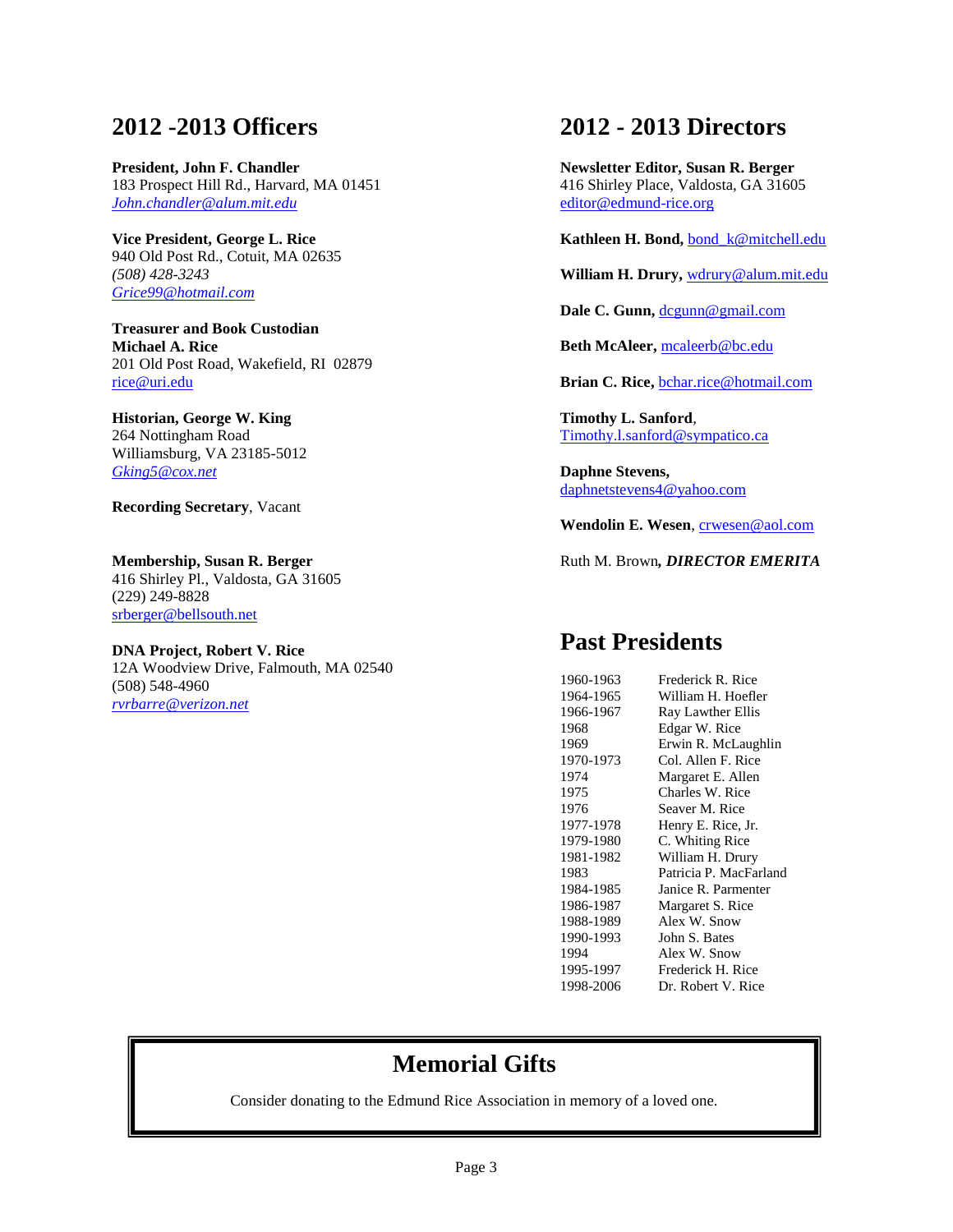## 2012 -2013 Officers

**President, John F. Chandler**
183 Prospect Hill Rd., Harvard, MA 01451
*John.chandler@alum.mit.edu*

**Vice President, George L. Rice**
940 Old Post Rd., Cotuit, MA 02635
*(508) 428-3243*
*Grice99@hotmail.com*

**Treasurer and Book Custodian**
**Michael A. Rice**
201 Old Post Road, Wakefield, RI 02879
rice@uri.edu

**Historian, George W. King**
264 Nottingham Road
Williamsburg, VA 23185-5012
*Gking5@cox.net*

**Recording Secretary**, Vacant

**Membership, Susan R. Berger**
416 Shirley Pl., Valdosta, GA 31605
(229) 249-8828
srberger@bellsouth.net

**DNA Project, Robert V. Rice**
12A Woodview Drive, Falmouth, MA 02540
(508) 548-4960
*rvrbarre@verizon.net*

## 2012 - 2013 Directors

**Newsletter Editor, Susan R. Berger**
416 Shirley Place, Valdosta, GA 31605
editor@edmund-rice.org

**Kathleen H. Bond,** bond_k@mitchell.edu

**William H. Drury,** wdrury@alum.mit.edu

**Dale C. Gunn,** dcgunn@gmail.com

**Beth McAleer,** mcaleerb@bc.edu

**Brian C. Rice,** bchar.rice@hotmail.com

**Timothy L. Sanford**,
Timothy.l.sanford@sympatico.ca

**Daphne Stevens,**
daphnetstevens4@yahoo.com

**Wendolin E. Wesen**, crwesen@aol.com

Ruth M. Brown***, DIRECTOR EMERITA***

## Past Presidents

| | |
|---|---|
| 1960-1963 | Frederick R. Rice |
| 1964-1965 | William H. Hoefler |
| 1966-1967 | Ray Lawther Ellis |
| 1968 | Edgar W. Rice |
| 1969 | Erwin R. McLaughlin |
| 1970-1973 | Col. Allen F. Rice |
| 1974 | Margaret E. Allen |
| 1975 | Charles W. Rice |
| 1976 | Seaver M. Rice |
| 1977-1978 | Henry E. Rice, Jr. |
| 1979-1980 | C. Whiting Rice |
| 1981-1982 | William H. Drury |
| 1983 | Patricia P. MacFarland |
| 1984-1985 | Janice R. Parmenter |
| 1986-1987 | Margaret S. Rice |
| 1988-1989 | Alex W. Snow |
| 1990-1993 | John S. Bates |
| 1994 | Alex W. Snow |
| 1995-1997 | Frederick H. Rice |
| 1998-2006 | Dr. Robert V. Rice |

## Memorial Gifts

Consider donating to the Edmund Rice Association in memory of a loved one.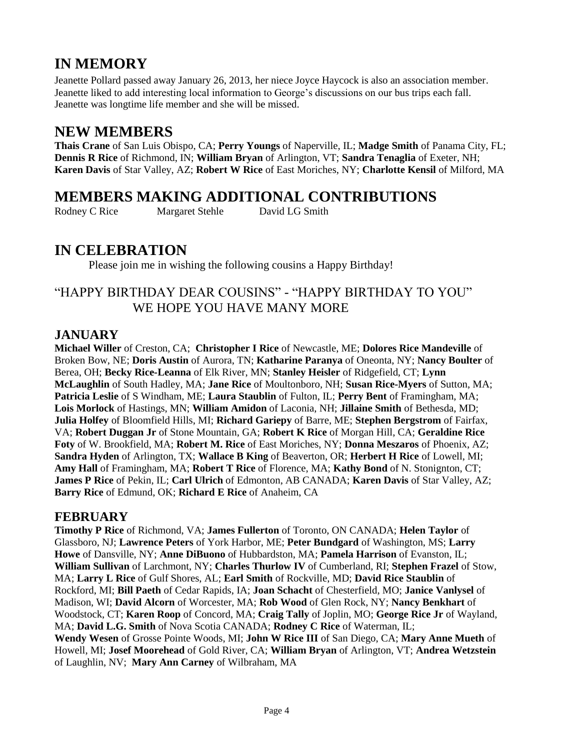## IN MEMORY

Jeanette Pollard passed away January 26, 2013, her niece Joyce Haycock is also an association member. Jeanette liked to add interesting local information to George's discussions on our bus trips each fall. Jeanette was longtime life member and she will be missed.

## NEW MEMBERS

**Thais Crane** of San Luis Obispo, CA; **Perry Youngs** of Naperville, IL; **Madge Smith** of Panama City, FL; **Dennis R Rice** of Richmond, IN; **William Bryan** of Arlington, VT; **Sandra Tenaglia** of Exeter, NH; **Karen Davis** of Star Valley, AZ; **Robert W Rice** of East Moriches, NY; **Charlotte Kensil** of Milford, MA

## MEMBERS MAKING ADDITIONAL CONTRIBUTIONS

Rodney C Rice    Margaret Stehle    David LG Smith

## IN CELEBRATION

Please join me in wishing the following cousins a Happy Birthday!

### "HAPPY BIRTHDAY DEAR COUSINS" - "HAPPY BIRTHDAY TO YOU" WE HOPE YOU HAVE MANY MORE

### JANUARY

**Michael Willer** of Creston, CA; **Christopher I Rice** of Newcastle, ME; **Dolores Rice Mandeville** of Broken Bow, NE; **Doris Austin** of Aurora, TN; **Katharine Paranya** of Oneonta, NY; **Nancy Boulter** of Berea, OH; **Becky Rice-Leanna** of Elk River, MN; **Stanley Heisler** of Ridgefield, CT; **Lynn McLaughlin** of South Hadley, MA; **Jane Rice** of Moultonboro, NH; **Susan Rice-Myers** of Sutton, MA; **Patricia Leslie** of S Windham, ME; **Laura Staublin** of Fulton, IL; **Perry Bent** of Framingham, MA; **Lois Morlock** of Hastings, MN; **William Amidon** of Laconia, NH; **Jillaine Smith** of Bethesda, MD; **Julia Holfey** of Bloomfield Hills, MI; **Richard Gariepy** of Barre, ME; **Stephen Bergstrom** of Fairfax, VA; **Robert Duggan Jr** of Stone Mountain, GA; **Robert K Rice** of Morgan Hill, CA; **Geraldine Rice Foty** of W. Brookfield, MA; **Robert M. Rice** of East Moriches, NY; **Donna Meszaros** of Phoenix, AZ; **Sandra Hyden** of Arlington, TX; **Wallace B King** of Beaverton, OR; **Herbert H Rice** of Lowell, MI; **Amy Hall** of Framingham, MA; **Robert T Rice** of Florence, MA; **Kathy Bond** of N. Stonignton, CT; **James P Rice** of Pekin, IL; **Carl Ulrich** of Edmonton, AB CANADA; **Karen Davis** of Star Valley, AZ; **Barry Rice** of Edmund, OK; **Richard E Rice** of Anaheim, CA

### FEBRUARY

**Timothy P Rice** of Richmond, VA; **James Fullerton** of Toronto, ON CANADA; **Helen Taylor** of Glassboro, NJ; **Lawrence Peters** of York Harbor, ME; **Peter Bundgard** of Washington, MS; **Larry Howe** of Dansville, NY; **Anne DiBuono** of Hubbardston, MA; **Pamela Harrison** of Evanston, IL; **William Sullivan** of Larchmont, NY; **Charles Thurlow IV** of Cumberland, RI; **Stephen Frazel** of Stow, MA; **Larry L Rice** of Gulf Shores, AL; **Earl Smith** of Rockville, MD; **David Rice Staublin** of Rockford, MI; **Bill Paeth** of Cedar Rapids, IA; **Joan Schacht** of Chesterfield, MO; **Janice Vanlysel** of Madison, WI; **David Alcorn** of Worcester, MA; **Rob Wood** of Glen Rock, NY; **Nancy Benkhart** of Woodstock, CT; **Karen Roop** of Concord, MA; **Craig Tally** of Joplin, MO; **George Rice Jr** of Wayland, MA; **David L.G. Smith** of Nova Scotia CANADA; **Rodney C Rice** of Waterman, IL; **Wendy Wesen** of Grosse Pointe Woods, MI; **John W Rice III** of San Diego, CA; **Mary Anne Mueth** of Howell, MI; **Josef Moorehead** of Gold River, CA; **William Bryan** of Arlington, VT; **Andrea Wetzstein** of Laughlin, NV; **Mary Ann Carney** of Wilbraham, MA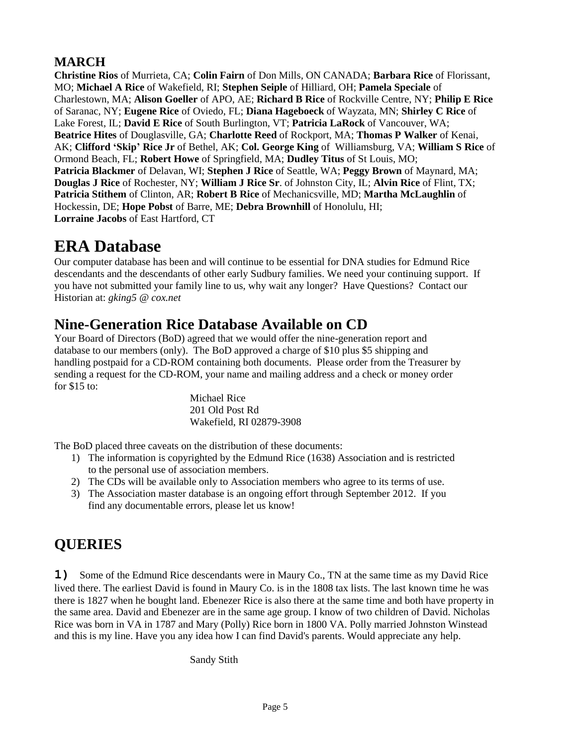## MARCH

**Christine Rios** of Murrieta, CA; **Colin Fairn** of Don Mills, ON CANADA; **Barbara Rice** of Florissant, MO; **Michael A Rice** of Wakefield, RI; **Stephen Seiple** of Hilliard, OH; **Pamela Speciale** of Charlestown, MA; **Alison Goeller** of APO, AE; **Richard B Rice** of Rockville Centre, NY; **Philip E Rice** of Saranac, NY; **Eugene Rice** of Oviedo, FL; **Diana Hageboeck** of Wayzata, MN; **Shirley C Rice** of Lake Forest, IL; **David E Rice** of South Burlington, VT; **Patricia LaRock** of Vancouver, WA; **Beatrice Hites** of Douglasville, GA; **Charlotte Reed** of Rockport, MA; **Thomas P Walker** of Kenai, AK; **Clifford 'Skip' Rice Jr** of Bethel, AK; **Col. George King** of Williamsburg, VA; **William S Rice** of Ormond Beach, FL; **Robert Howe** of Springfield, MA; **Dudley Titus** of St Louis, MO; **Patricia Blackmer** of Delavan, WI; **Stephen J Rice** of Seattle, WA; **Peggy Brown** of Maynard, MA; **Douglas J Rice** of Rochester, NY; **William J Rice Sr**. of Johnston City, IL; **Alvin Rice** of Flint, TX; **Patricia Stithem** of Clinton, AR; **Robert B Rice** of Mechanicsville, MD; **Martha McLaughlin** of Hockessin, DE; **Hope Pobst** of Barre, ME; **Debra Brownhill** of Honolulu, HI; **Lorraine Jacobs** of East Hartford, CT

# ERA Database

Our computer database has been and will continue to be essential for DNA studies for Edmund Rice descendants and the descendants of other early Sudbury families. We need your continuing support. If you have not submitted your family line to us, why wait any longer? Have Questions? Contact our Historian at: *gking5 @ cox.net*

## Nine-Generation Rice Database Available on CD

Your Board of Directors (BoD) agreed that we would offer the nine-generation report and database to our members (only). The BoD approved a charge of $10 plus $5 shipping and handling postpaid for a CD-ROM containing both documents. Please order from the Treasurer by sending a request for the CD-ROM, your name and mailing address and a check or money order for $15 to:

Michael Rice
201 Old Post Rd
Wakefield, RI 02879-3908

The BoD placed three caveats on the distribution of these documents:

1) The information is copyrighted by the Edmund Rice (1638) Association and is restricted to the personal use of association members.
2) The CDs will be available only to Association members who agree to its terms of use.
3) The Association master database is an ongoing effort through September 2012. If you find any documentable errors, please let us know!

# QUERIES

**1)** Some of the Edmund Rice descendants were in Maury Co., TN at the same time as my David Rice lived there. The earliest David is found in Maury Co. is in the 1808 tax lists. The last known time he was there is 1827 when he bought land. Ebenezer Rice is also there at the same time and both have property in the same area. David and Ebenezer are in the same age group. I know of two children of David. Nicholas Rice was born in VA in 1787 and Mary (Polly) Rice born in 1800 VA. Polly married Johnston Winstead and this is my line. Have you any idea how I can find David's parents. Would appreciate any help.

Sandy Stith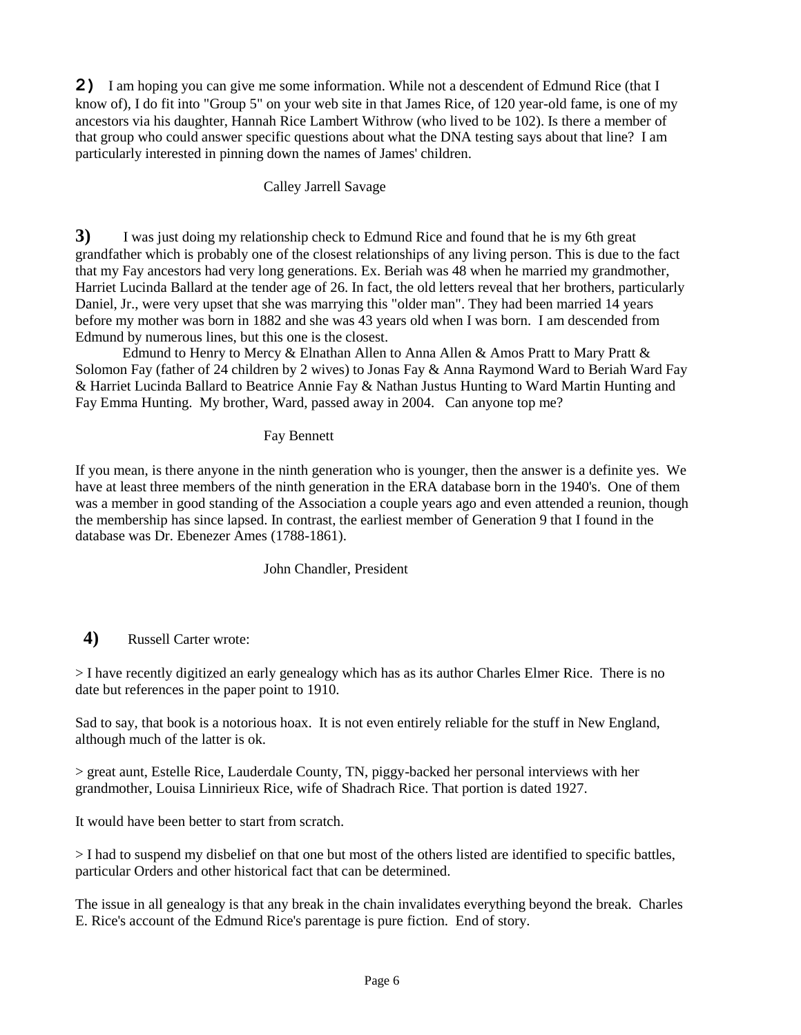**2)** I am hoping you can give me some information. While not a descendent of Edmund Rice (that I know of), I do fit into "Group 5" on your web site in that James Rice, of 120 year-old fame, is one of my ancestors via his daughter, Hannah Rice Lambert Withrow (who lived to be 102). Is there a member of that group who could answer specific questions about what the DNA testing says about that line? I am particularly interested in pinning down the names of James' children.

Calley Jarrell Savage

**3)** I was just doing my relationship check to Edmund Rice and found that he is my 6th great grandfather which is probably one of the closest relationships of any living person. This is due to the fact that my Fay ancestors had very long generations. Ex. Beriah was 48 when he married my grandmother, Harriet Lucinda Ballard at the tender age of 26. In fact, the old letters reveal that her brothers, particularly Daniel, Jr., were very upset that she was marrying this "older man". They had been married 14 years before my mother was born in 1882 and she was 43 years old when I was born. I am descended from Edmund by numerous lines, but this one is the closest.

Edmund to Henry to Mercy & Elnathan Allen to Anna Allen & Amos Pratt to Mary Pratt & Solomon Fay (father of 24 children by 2 wives) to Jonas Fay & Anna Raymond Ward to Beriah Ward Fay & Harriet Lucinda Ballard to Beatrice Annie Fay & Nathan Justus Hunting to Ward Martin Hunting and Fay Emma Hunting. My brother, Ward, passed away in 2004. Can anyone top me?

Fay Bennett

If you mean, is there anyone in the ninth generation who is younger, then the answer is a definite yes. We have at least three members of the ninth generation in the ERA database born in the 1940's. One of them was a member in good standing of the Association a couple years ago and even attended a reunion, though the membership has since lapsed. In contrast, the earliest member of Generation 9 that I found in the database was Dr. Ebenezer Ames (1788-1861).

John Chandler, President

**4)** Russell Carter wrote:

> I have recently digitized an early genealogy which has as its author Charles Elmer Rice. There is no date but references in the paper point to 1910.

Sad to say, that book is a notorious hoax. It is not even entirely reliable for the stuff in New England, although much of the latter is ok.

> great aunt, Estelle Rice, Lauderdale County, TN, piggy-backed her personal interviews with her grandmother, Louisa Linnirieux Rice, wife of Shadrach Rice. That portion is dated 1927.

It would have been better to start from scratch.

> I had to suspend my disbelief on that one but most of the others listed are identified to specific battles, particular Orders and other historical fact that can be determined.

The issue in all genealogy is that any break in the chain invalidates everything beyond the break. Charles E. Rice's account of the Edmund Rice's parentage is pure fiction. End of story.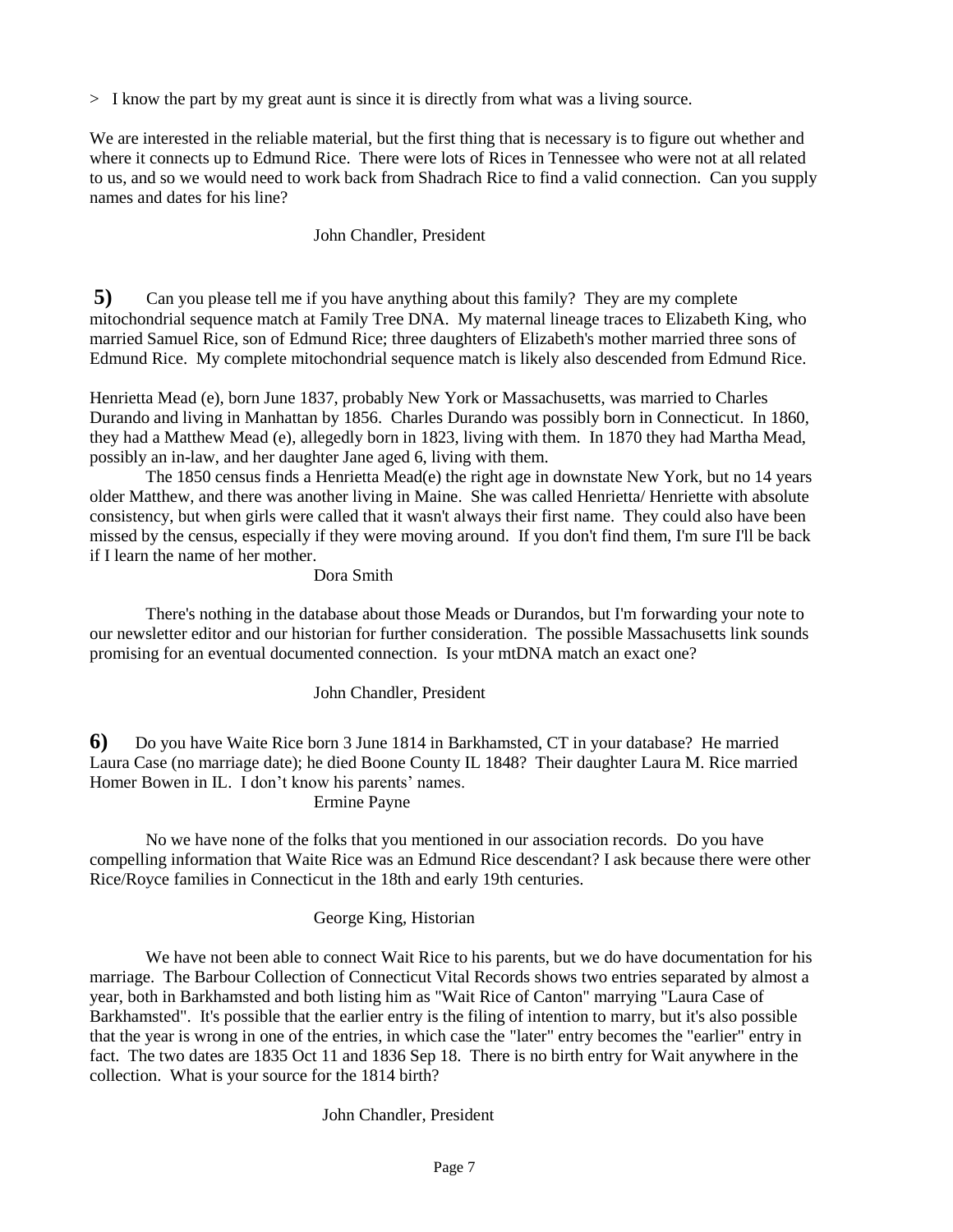> I know the part by my great aunt is since it is directly from what was a living source.

We are interested in the reliable material, but the first thing that is necessary is to figure out whether and where it connects up to Edmund Rice. There were lots of Rices in Tennessee who were not at all related to us, and so we would need to work back from Shadrach Rice to find a valid connection. Can you supply names and dates for his line?

John Chandler, President

**5)** Can you please tell me if you have anything about this family? They are my complete mitochondrial sequence match at Family Tree DNA. My maternal lineage traces to Elizabeth King, who married Samuel Rice, son of Edmund Rice; three daughters of Elizabeth's mother married three sons of Edmund Rice. My complete mitochondrial sequence match is likely also descended from Edmund Rice.

Henrietta Mead (e), born June 1837, probably New York or Massachusetts, was married to Charles Durando and living in Manhattan by 1856. Charles Durando was possibly born in Connecticut. In 1860, they had a Matthew Mead (e), allegedly born in 1823, living with them. In 1870 they had Martha Mead, possibly an in-law, and her daughter Jane aged 6, living with them.

The 1850 census finds a Henrietta Mead(e) the right age in downstate New York, but no 14 years older Matthew, and there was another living in Maine. She was called Henrietta/ Henriette with absolute consistency, but when girls were called that it wasn't always their first name. They could also have been missed by the census, especially if they were moving around. If you don't find them, I'm sure I'll be back if I learn the name of her mother.

Dora Smith

There's nothing in the database about those Meads or Durandos, but I'm forwarding your note to our newsletter editor and our historian for further consideration. The possible Massachusetts link sounds promising for an eventual documented connection. Is your mtDNA match an exact one?

John Chandler, President

**6)** Do you have Waite Rice born 3 June 1814 in Barkhamsted, CT in your database? He married Laura Case (no marriage date); he died Boone County IL 1848? Their daughter Laura M. Rice married Homer Bowen in IL. I don't know his parents' names.

Ermine Payne

No we have none of the folks that you mentioned in our association records. Do you have compelling information that Waite Rice was an Edmund Rice descendant? I ask because there were other Rice/Royce families in Connecticut in the 18th and early 19th centuries.

George King, Historian

We have not been able to connect Wait Rice to his parents, but we do have documentation for his marriage. The Barbour Collection of Connecticut Vital Records shows two entries separated by almost a year, both in Barkhamsted and both listing him as "Wait Rice of Canton" marrying "Laura Case of Barkhamsted". It's possible that the earlier entry is the filing of intention to marry, but it's also possible that the year is wrong in one of the entries, in which case the "later" entry becomes the "earlier" entry in fact. The two dates are 1835 Oct 11 and 1836 Sep 18. There is no birth entry for Wait anywhere in the collection. What is your source for the 1814 birth?

John Chandler, President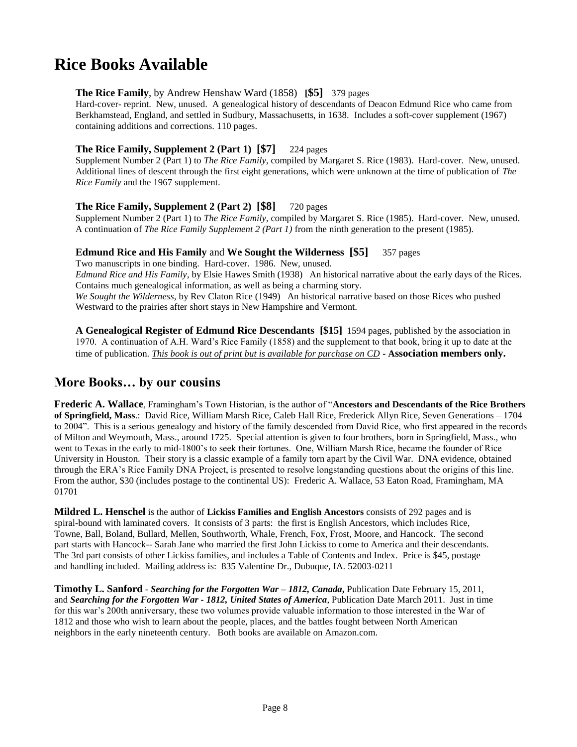# Rice Books Available

**The Rice Family**, by Andrew Henshaw Ward (1858) **[$5]** 379 pages
Hard-cover- reprint. New, unused. A genealogical history of descendants of Deacon Edmund Rice who came from Berkhamstead, England, and settled in Sudbury, Massachusetts, in 1638. Includes a soft-cover supplement (1967) containing additions and corrections. 110 pages.

**The Rice Family, Supplement 2 (Part 1) [$7]** 224 pages
Supplement Number 2 (Part 1) to *The Rice Family*, compiled by Margaret S. Rice (1983). Hard-cover. New, unused. Additional lines of descent through the first eight generations, which were unknown at the time of publication of *The Rice Family* and the 1967 supplement.

**The Rice Family, Supplement 2 (Part 2) [$8]** 720 pages
Supplement Number 2 (Part 1) to *The Rice Family*, compiled by Margaret S. Rice (1985). Hard-cover. New, unused. A continuation of *The Rice Family Supplement 2 (Part 1)* from the ninth generation to the present (1985).

**Edmund Rice and His Family** and **We Sought the Wilderness [$5]** 357 pages
Two manuscripts in one binding. Hard-cover. 1986. New, unused.
*Edmund Rice and His Family*, by Elsie Hawes Smith (1938) An historical narrative about the early days of the Rices. Contains much genealogical information, as well as being a charming story.
*We Sought the Wilderness*, by Rev Claton Rice (1949) An historical narrative based on those Rices who pushed Westward to the prairies after short stays in New Hampshire and Vermont.

**A Genealogical Register of Edmund Rice Descendants [$15]** 1594 pages, published by the association in 1970. A continuation of A.H. Ward's Rice Family (1858) and the supplement to that book, bring it up to date at the time of publication. ***This book is out of print but is available for purchase on CD*** - **Association members only.**

## More Books… by our cousins

**Frederic A. Wallace**, Framingham's Town Historian, is the author of "**Ancestors and Descendants of the Rice Brothers of Springfield, Mass**.: David Rice, William Marsh Rice, Caleb Hall Rice, Frederick Allyn Rice, Seven Generations – 1704 to 2004". This is a serious genealogy and history of the family descended from David Rice, who first appeared in the records of Milton and Weymouth, Mass., around 1725. Special attention is given to four brothers, born in Springfield, Mass., who went to Texas in the early to mid-1800's to seek their fortunes. One, William Marsh Rice, became the founder of Rice University in Houston. Their story is a classic example of a family torn apart by the Civil War. DNA evidence, obtained through the ERA's Rice Family DNA Project, is presented to resolve longstanding questions about the origins of this line. From the author, $30 (includes postage to the continental US): Frederic A. Wallace, 53 Eaton Road, Framingham, MA 01701

**Mildred L. Henschel** is the author of **Lickiss Families and English Ancestors** consists of 292 pages and is spiral-bound with laminated covers. It consists of 3 parts: the first is English Ancestors, which includes Rice, Towne, Ball, Boland, Bullard, Mellen, Southworth, Whale, French, Fox, Frost, Moore, and Hancock. The second part starts with Hancock-- Sarah Jane who married the first John Lickiss to come to America and their descendants. The 3rd part consists of other Lickiss families, and includes a Table of Contents and Index. Price is $45, postage and handling included. Mailing address is: 835 Valentine Dr., Dubuque, IA. 52003-0211

**Timothy L. Sanford** - ***Searching for the Forgotten War – 1812, Canada***, Publication Date February 15, 2011, and ***Searching for the Forgotten War - 1812, United States of America***, Publication Date March 2011. Just in time for this war's 200th anniversary, these two volumes provide valuable information to those interested in the War of 1812 and those who wish to learn about the people, places, and the battles fought between North American neighbors in the early nineteenth century. Both books are available on Amazon.com.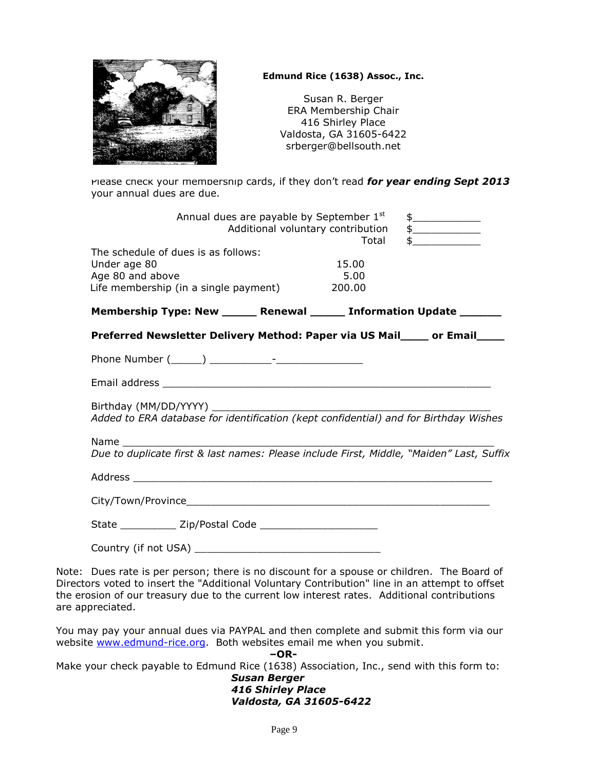**Edmund Rice (1638) Assoc., Inc.**

Susan R. Berger
ERA Membership Chair
416 Shirley Place
Valdosta, GA 31605-6422
srberger@bellsouth.net

Please check your membership cards, if they don't read ***for year ending Sept 2013*** your annual dues are due.

| | |
|---|---|
| Annual dues are payable by September 1st | $___________ |
| Additional voluntary contribution | $___________ |
| Total | $___________ |

The schedule of dues is as follows:

| | |
|---|---|
| Under age 80 | 15.00 |
| Age 80 and above | 5.00 |
| Life membership (in a single payment) | 200.00 |

**Membership Type: New _____ Renewal _____ Information Update ______**

**Preferred Newsletter Delivery Method: Paper via US Mail____ or Email____**

Phone Number (_____) __________-______________

Email address ________________________________________________________

Birthday (MM/DD/YYYY) ______________________________________________
*Added to ERA database for identification (kept confidential) and for Birthday Wishes*

Name ______________________________________________________________
*Due to duplicate first & last names: Please include First, Middle, "Maiden" Last, Suffix*

Address ____________________________________________________________

City/Town/Province___________________________________________________

State _________ Zip/Postal Code ___________________

Country (if not USA) ______________________________

Note: Dues rate is per person; there is no discount for a spouse or children. The Board of Directors voted to insert the "Additional Voluntary Contribution" line in an attempt to offset the erosion of our treasury due to the current low interest rates. Additional contributions are appreciated.

You may pay your annual dues via PAYPAL and then complete and submit this form via our website [www.edmund-rice.org](http://www.edmund-rice.org). Both websites email me when you submit.

**–OR-**

Make your check payable to Edmund Rice (1638) Association, Inc., send with this form to:

***Susan Berger***
***416 Shirley Place***
***Valdosta, GA 31605-6422***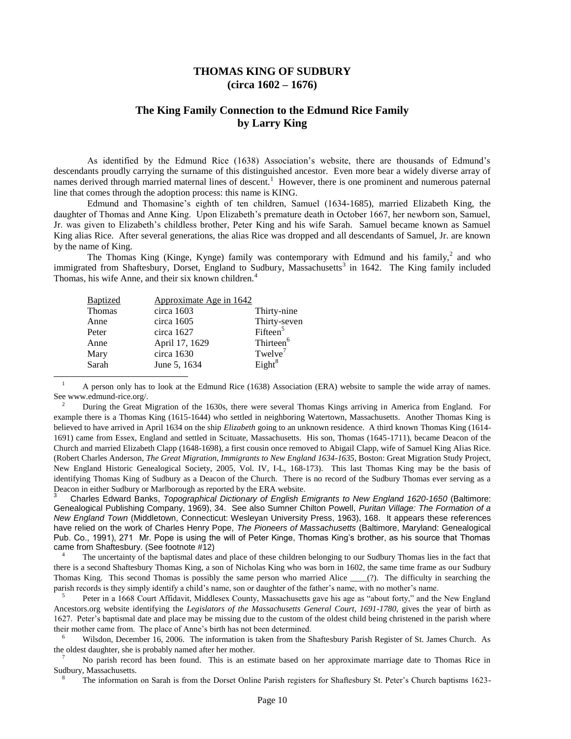# THOMAS KING OF SUDBURY
# (circa 1602 – 1676)

## The King Family Connection to the Edmund Rice Family
## by Larry King

As identified by the Edmund Rice (1638) Association's website, there are thousands of Edmund's descendants proudly carrying the surname of this distinguished ancestor. Even more bear a widely diverse array of names derived through married maternal lines of descent.[1] However, there is one prominent and numerous paternal line that comes through the adoption process: this name is KING.

Edmund and Thomasine's eighth of ten children, Samuel (1634-1685), married Elizabeth King, the daughter of Thomas and Anne King. Upon Elizabeth's premature death in October 1667, her newborn son, Samuel, Jr. was given to Elizabeth's childless brother, Peter King and his wife Sarah. Samuel became known as Samuel King alias Rice. After several generations, the alias Rice was dropped and all descendants of Samuel, Jr. are known by the name of King.

The Thomas King (Kinge, Kynge) family was contemporary with Edmund and his family,[2] and who immigrated from Shaftesbury, Dorset, England to Sudbury, Massachusetts[3] in 1642. The King family included Thomas, his wife Anne, and their six known children.[4]

| Baptized | Approximate Age in 1642 | |
|---|---|---|
| Thomas | circa 1603 | Thirty-nine |
| Anne | circa 1605 | Thirty-seven |
| Peter | circa 1627 | Fifteen[5] |
| Anne | April 17, 1629 | Thirteen[6] |
| Mary | circa 1630 | Twelve[7] |
| Sarah | June 5, 1634 | Eight[8] |

---

[1] A person only has to look at the Edmund Rice (1638) Association (ERA) website to sample the wide array of names. See www.edmund-rice.org/.

[2] During the Great Migration of the 1630s, there were several Thomas Kings arriving in America from England. For example there is a Thomas King (1615-1644) who settled in neighboring Watertown, Massachusetts. Another Thomas King is believed to have arrived in April 1634 on the ship *Elizabeth* going to an unknown residence. A third known Thomas King (1614-1691) came from Essex, England and settled in Scituate, Massachusetts. His son, Thomas (1645-1711), became Deacon of the Church and married Elizabeth Clapp (1648-1698), a first cousin once removed to Abigail Clapp, wife of Samuel King Alias Rice. (Robert Charles Anderson, *The Great Migration, Immigrants to New England 1634-1635*, Boston: Great Migration Study Project, New England Historic Genealogical Society, 2005, Vol. IV, I-L, 168-173). This last Thomas King may be the basis of identifying Thomas King of Sudbury as a Deacon of the Church. There is no record of the Sudbury Thomas ever serving as a Deacon in either Sudbury or Marlborough as reported by the ERA website.

[3] Charles Edward Banks, *Topographical Dictionary of English Emigrants to New England 1620-1650* (Baltimore: Genealogical Publishing Company, 1969), 34. See also Sumner Chilton Powell, *Puritan Village: The Formation of a New England Town* (Middletown, Connecticut: Wesleyan University Press, 1963), 168. It appears these references have relied on the work of Charles Henry Pope, *The Pioneers of Massachusetts* (Baltimore, Maryland: Genealogical Pub. Co., 1991), 271 Mr. Pope is using the will of Peter Kinge, Thomas King's brother, as his source that Thomas came from Shaftesbury. (See footnote #12)

[4] The uncertainty of the baptismal dates and place of these children belonging to our Sudbury Thomas lies in the fact that there is a second Shaftesbury Thomas King, a son of Nicholas King who was born in 1602, the same time frame as our Sudbury Thomas King. This second Thomas is possibly the same person who married Alice ____(?). The difficulty in searching the parish records is they simply identify a child's name, son or daughter of the father's name, with no mother's name.

[5] Peter in a 1668 Court Affidavit, Middlesex County, Massachusetts gave his age as "about forty," and the New England Ancestors.org website identifying the *Legislators of the Massachusetts General Court, 1691-1780*, gives the year of birth as 1627. Peter's baptismal date and place may be missing due to the custom of the oldest child being christened in the parish where their mother came from. The place of Anne's birth has not been determined.

[6] Wilsdon, December 16, 2006. The information is taken from the Shaftesbury Parish Register of St. James Church. As the oldest daughter, she is probably named after her mother.

[7] No parish record has been found. This is an estimate based on her approximate marriage date to Thomas Rice in Sudbury, Massachusetts.

[8] The information on Sarah is from the Dorset Online Parish registers for Shaftesbury St. Peter's Church baptisms 1623-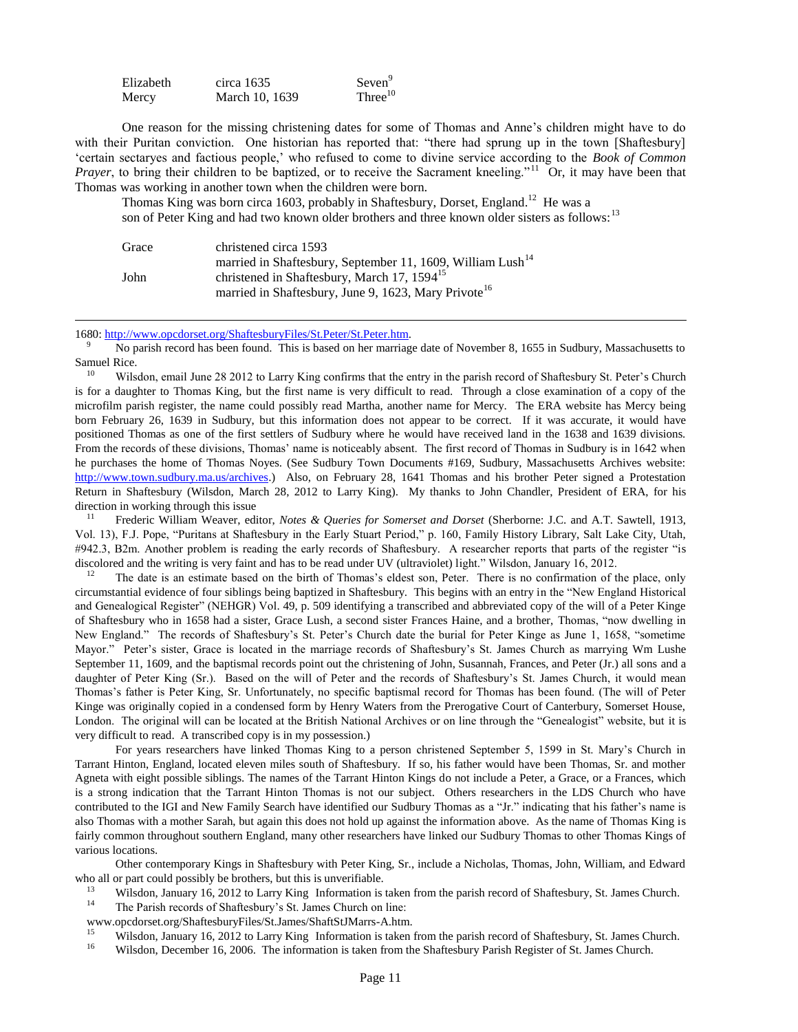| | | |
|---|---|---|
| Elizabeth | circa 1635 | Seven[9] |
| Mercy | March 10, 1639 | Three[10] |

One reason for the missing christening dates for some of Thomas and Anne's children might have to do with their Puritan conviction. One historian has reported that: "there had sprung up in the town [Shaftesbury] 'certain sectaryes and factious people,' who refused to come to divine service according to the *Book of Common Prayer*, to bring their children to be baptized, or to receive the Sacrament kneeling."[11] Or, it may have been that Thomas was working in another town when the children were born.

Thomas King was born circa 1603, probably in Shaftesbury, Dorset, England.[12] He was a son of Peter King and had two known older brothers and three known older sisters as follows:[13]

| | |
|---|---|
| Grace | christened circa 1593<br>married in Shaftesbury, September 11, 1609, William Lush[14] |
| John | christened in Shaftesbury, March 17, 1594[15]<br>married in Shaftesbury, June 9, 1623, Mary Privote[16] |

---

1680: http://www.opcdorset.org/ShaftesburyFiles/St.Peter/St.Peter.htm.

[9] No parish record has been found. This is based on her marriage date of November 8, 1655 in Sudbury, Massachusetts to Samuel Rice.

[10] Wilsdon, email June 28 2012 to Larry King confirms that the entry in the parish record of Shaftesbury St. Peter's Church is for a daughter to Thomas King, but the first name is very difficult to read. Through a close examination of a copy of the microfilm parish register, the name could possibly read Martha, another name for Mercy. The ERA website has Mercy being born February 26, 1639 in Sudbury, but this information does not appear to be correct. If it was accurate, it would have positioned Thomas as one of the first settlers of Sudbury where he would have received land in the 1638 and 1639 divisions. From the records of these divisions, Thomas' name is noticeably absent. The first record of Thomas in Sudbury is in 1642 when he purchases the home of Thomas Noyes. (See Sudbury Town Documents #169, Sudbury, Massachusetts Archives website: http://www.town.sudbury.ma.us/archives.) Also, on February 28, 1641 Thomas and his brother Peter signed a Protestation Return in Shaftesbury (Wilsdon, March 28, 2012 to Larry King). My thanks to John Chandler, President of ERA, for his direction in working through this issue

[11] Frederic William Weaver, editor, *Notes & Queries for Somerset and Dorset* (Sherborne: J.C. and A.T. Sawtell, 1913, Vol. 13), F.J. Pope, "Puritans at Shaftesbury in the Early Stuart Period," p. 160, Family History Library, Salt Lake City, Utah, #942.3, B2m. Another problem is reading the early records of Shaftesbury. A researcher reports that parts of the register "is discolored and the writing is very faint and has to be read under UV (ultraviolet) light." Wilsdon, January 16, 2012.

[12] The date is an estimate based on the birth of Thomas's eldest son, Peter. There is no confirmation of the place, only circumstantial evidence of four siblings being baptized in Shaftesbury. This begins with an entry in the "New England Historical and Genealogical Register" (NEHGR) Vol. 49, p. 509 identifying a transcribed and abbreviated copy of the will of a Peter Kinge of Shaftesbury who in 1658 had a sister, Grace Lush, a second sister Frances Haine, and a brother, Thomas, "now dwelling in New England." The records of Shaftesbury's St. Peter's Church date the burial for Peter Kinge as June 1, 1658, "sometime Mayor." Peter's sister, Grace is located in the marriage records of Shaftesbury's St. James Church as marrying Wm Lushe September 11, 1609, and the baptismal records point out the christening of John, Susannah, Frances, and Peter (Jr.) all sons and a daughter of Peter King (Sr.). Based on the will of Peter and the records of Shaftesbury's St. James Church, it would mean Thomas's father is Peter King, Sr. Unfortunately, no specific baptismal record for Thomas has been found. (The will of Peter Kinge was originally copied in a condensed form by Henry Waters from the Prerogative Court of Canterbury, Somerset House, London. The original will can be located at the British National Archives or on line through the "Genealogist" website, but it is very difficult to read. A transcribed copy is in my possession.)

For years researchers have linked Thomas King to a person christened September 5, 1599 in St. Mary's Church in Tarrant Hinton, England, located eleven miles south of Shaftesbury. If so, his father would have been Thomas, Sr. and mother Agneta with eight possible siblings. The names of the Tarrant Hinton Kings do not include a Peter, a Grace, or a Frances, which is a strong indication that the Tarrant Hinton Thomas is not our subject. Others researchers in the LDS Church who have contributed to the IGI and New Family Search have identified our Sudbury Thomas as a "Jr." indicating that his father's name is also Thomas with a mother Sarah, but again this does not hold up against the information above. As the name of Thomas King is fairly common throughout southern England, many other researchers have linked our Sudbury Thomas to other Thomas Kings of various locations.

Other contemporary Kings in Shaftesbury with Peter King, Sr., include a Nicholas, Thomas, John, William, and Edward who all or part could possibly be brothers, but this is unverifiable.

[13] Wilsdon, January 16, 2012 to Larry King Information is taken from the parish record of Shaftesbury, St. James Church.

[14] The Parish records of Shaftesbury's St. James Church on line: www.opcdorset.org/ShaftesburyFiles/St.James/ShaftStJMarrs-A.htm.

[15] Wilsdon, January 16, 2012 to Larry King Information is taken from the parish record of Shaftesbury, St. James Church.

[16] Wilsdon, December 16, 2006. The information is taken from the Shaftesbury Parish Register of St. James Church.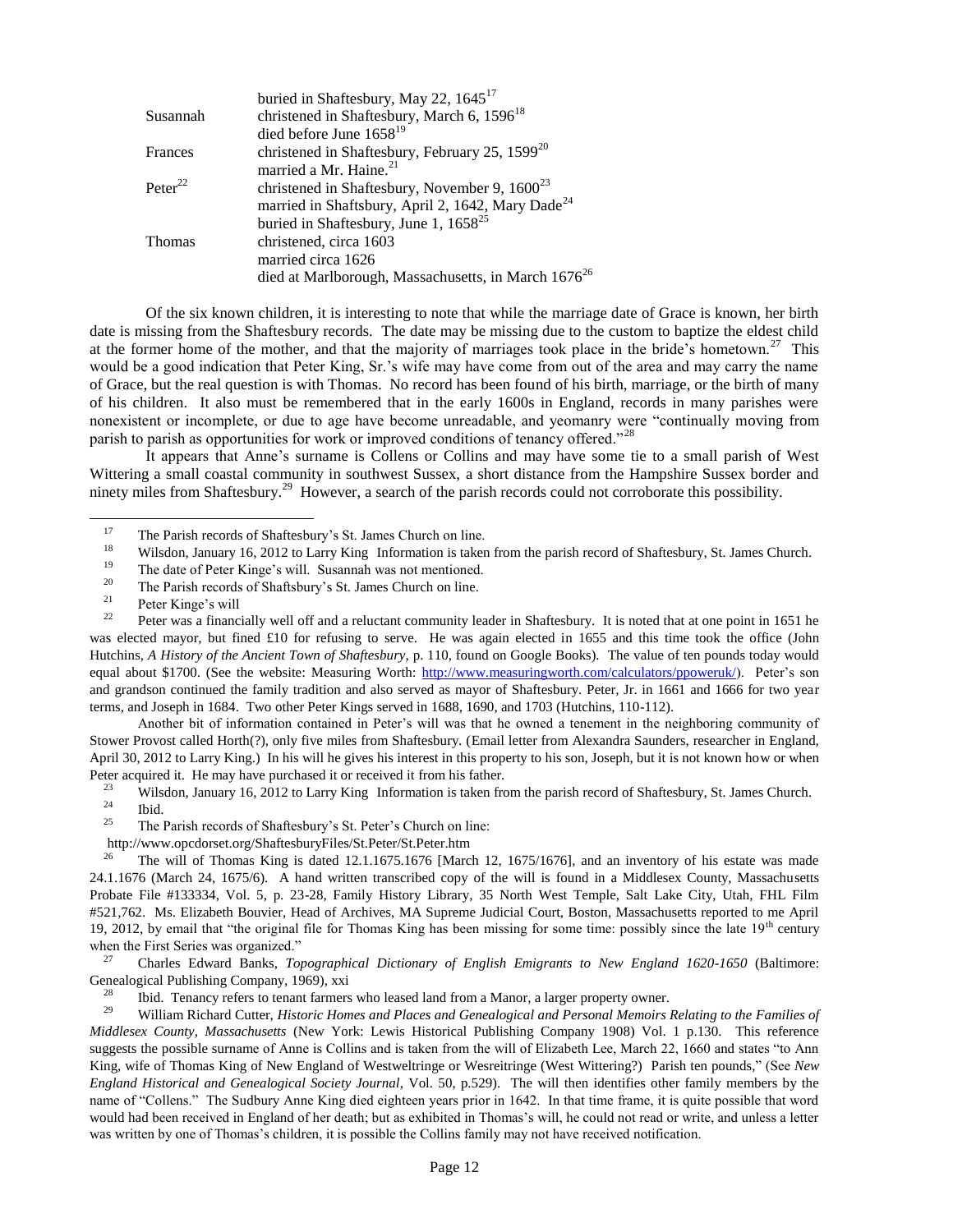| | |
|---|---|
| | buried in Shaftesbury, May 22, 1645[17] |
| Susannah | christened in Shaftesbury, March 6, 1596[18] |
| | died before June 1658[19] |
| Frances | christened in Shaftesbury, February 25, 1599[20] |
| | married a Mr. Haine.[21] |
| Peter[22] | christened in Shaftesbury, November 9, 1600[23] |
| | married in Shaftsbury, April 2, 1642, Mary Dade[24] |
| | buried in Shaftesbury, June 1, 1658[25] |
| Thomas | christened, circa 1603 |
| | married circa 1626 |
| | died at Marlborough, Massachusetts, in March 1676[26] |

Of the six known children, it is interesting to note that while the marriage date of Grace is known, her birth date is missing from the Shaftesbury records. The date may be missing due to the custom to baptize the eldest child at the former home of the mother, and that the majority of marriages took place in the bride's hometown.[27] This would be a good indication that Peter King, Sr.'s wife may have come from out of the area and may carry the name of Grace, but the real question is with Thomas. No record has been found of his birth, marriage, or the birth of many of his children. It also must be remembered that in the early 1600s in England, records in many parishes were nonexistent or incomplete, or due to age have become unreadable, and yeomanry were "continually moving from parish to parish as opportunities for work or improved conditions of tenancy offered."[28]

It appears that Anne's surname is Collens or Collins and may have some tie to a small parish of West Wittering a small coastal community in southwest Sussex, a short distance from the Hampshire Sussex border and ninety miles from Shaftesbury.[29] However, a search of the parish records could not corroborate this possibility.

---

[17] The Parish records of Shaftesbury's St. James Church on line.

[18] Wilsdon, January 16, 2012 to Larry King Information is taken from the parish record of Shaftesbury, St. James Church.

[19] The date of Peter Kinge's will. Susannah was not mentioned.

[20] The Parish records of Shaftsbury's St. James Church on line.

[21] Peter Kinge's will

[22] Peter was a financially well off and a reluctant community leader in Shaftesbury. It is noted that at one point in 1651 he was elected mayor, but fined £10 for refusing to serve. He was again elected in 1655 and this time took the office (John Hutchins, *A History of the Ancient Town of Shaftesbury*, p. 110, found on Google Books). The value of ten pounds today would equal about $1700. (See the website: Measuring Worth: http://www.measuringworth.com/calculators/ppoweruk/). Peter's son and grandson continued the family tradition and also served as mayor of Shaftesbury. Peter, Jr. in 1661 and 1666 for two year terms, and Joseph in 1684. Two other Peter Kings served in 1688, 1690, and 1703 (Hutchins, 110-112).

Another bit of information contained in Peter's will was that he owned a tenement in the neighboring community of Stower Provost called Horth(?), only five miles from Shaftesbury. (Email letter from Alexandra Saunders, researcher in England, April 30, 2012 to Larry King.) In his will he gives his interest in this property to his son, Joseph, but it is not known how or when Peter acquired it. He may have purchased it or received it from his father.

[23] Wilsdon, January 16, 2012 to Larry King Information is taken from the parish record of Shaftesbury, St. James Church.

[24] Ibid.

[25] The Parish records of Shaftesbury's St. Peter's Church on line: http://www.opcdorset.org/ShaftesburyFiles/St.Peter/St.Peter.htm

[26] The will of Thomas King is dated 12.1.1675.1676 [March 12, 1675/1676], and an inventory of his estate was made 24.1.1676 (March 24, 1675/6). A hand written transcribed copy of the will is found in a Middlesex County, Massachusetts Probate File #133334, Vol. 5, p. 23-28, Family History Library, 35 North West Temple, Salt Lake City, Utah, FHL Film #521,762. Ms. Elizabeth Bouvier, Head of Archives, MA Supreme Judicial Court, Boston, Massachusetts reported to me April 19, 2012, by email that "the original file for Thomas King has been missing for some time: possibly since the late 19th century when the First Series was organized."

[27] Charles Edward Banks, *Topographical Dictionary of English Emigrants to New England 1620-1650* (Baltimore: Genealogical Publishing Company, 1969), xxi

[28] Ibid. Tenancy refers to tenant farmers who leased land from a Manor, a larger property owner.

[29] William Richard Cutter, *Historic Homes and Places and Genealogical and Personal Memoirs Relating to the Families of Middlesex County, Massachusetts* (New York: Lewis Historical Publishing Company 1908) Vol. 1 p.130. This reference suggests the possible surname of Anne is Collins and is taken from the will of Elizabeth Lee, March 22, 1660 and states "to Ann King, wife of Thomas King of New England of Westweltringe or Wesreitringe (West Wittering?) Parish ten pounds," (See *New England Historical and Genealogical Society Journal*, Vol. 50, p.529). The will then identifies other family members by the name of "Collens." The Sudbury Anne King died eighteen years prior in 1642. In that time frame, it is quite possible that word would had been received in England of her death; but as exhibited in Thomas's will, he could not read or write, and unless a letter was written by one of Thomas's children, it is possible the Collins family may not have received notification.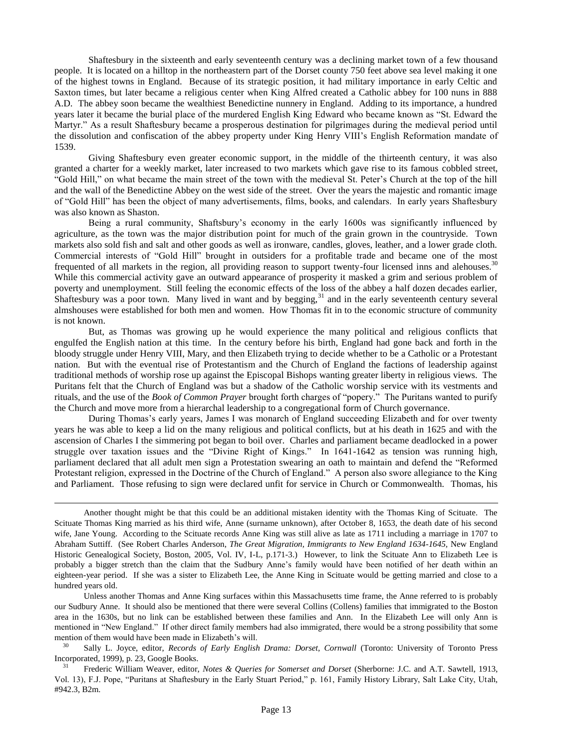Shaftesbury in the sixteenth and early seventeenth century was a declining market town of a few thousand people. It is located on a hilltop in the northeastern part of the Dorset county 750 feet above sea level making it one of the highest towns in England. Because of its strategic position, it had military importance in early Celtic and Saxton times, but later became a religious center when King Alfred created a Catholic abbey for 100 nuns in 888 A.D. The abbey soon became the wealthiest Benedictine nunnery in England. Adding to its importance, a hundred years later it became the burial place of the murdered English King Edward who became known as "St. Edward the Martyr." As a result Shaftesbury became a prosperous destination for pilgrimages during the medieval period until the dissolution and confiscation of the abbey property under King Henry VIII's English Reformation mandate of 1539.

Giving Shaftesbury even greater economic support, in the middle of the thirteenth century, it was also granted a charter for a weekly market, later increased to two markets which gave rise to its famous cobbled street, "Gold Hill," on what became the main street of the town with the medieval St. Peter's Church at the top of the hill and the wall of the Benedictine Abbey on the west side of the street. Over the years the majestic and romantic image of "Gold Hill" has been the object of many advertisements, films, books, and calendars. In early years Shaftesbury was also known as Shaston.

Being a rural community, Shaftsbury's economy in the early 1600s was significantly influenced by agriculture, as the town was the major distribution point for much of the grain grown in the countryside. Town markets also sold fish and salt and other goods as well as ironware, candles, gloves, leather, and a lower grade cloth. Commercial interests of "Gold Hill" brought in outsiders for a profitable trade and became one of the most frequented of all markets in the region, all providing reason to support twenty-four licensed inns and alehouses.[30] While this commercial activity gave an outward appearance of prosperity it masked a grim and serious problem of poverty and unemployment. Still feeling the economic effects of the loss of the abbey a half dozen decades earlier, Shaftesbury was a poor town. Many lived in want and by begging,[31] and in the early seventeenth century several almshouses were established for both men and women. How Thomas fit in to the economic structure of community is not known.

But, as Thomas was growing up he would experience the many political and religious conflicts that engulfed the English nation at this time. In the century before his birth, England had gone back and forth in the bloody struggle under Henry VIII, Mary, and then Elizabeth trying to decide whether to be a Catholic or a Protestant nation. But with the eventual rise of Protestantism and the Church of England the factions of leadership against traditional methods of worship rose up against the Episcopal Bishops wanting greater liberty in religious views. The Puritans felt that the Church of England was but a shadow of the Catholic worship service with its vestments and rituals, and the use of the *Book of Common Prayer* brought forth charges of "popery." The Puritans wanted to purify the Church and move more from a hierarchal leadership to a congregational form of Church governance.

During Thomas's early years, James I was monarch of England succeeding Elizabeth and for over twenty years he was able to keep a lid on the many religious and political conflicts, but at his death in 1625 and with the ascension of Charles I the simmering pot began to boil over. Charles and parliament became deadlocked in a power struggle over taxation issues and the "Divine Right of Kings." In 1641-1642 as tension was running high, parliament declared that all adult men sign a Protestation swearing an oath to maintain and defend the "Reformed Protestant religion, expressed in the Doctrine of the Church of England." A person also swore allegiance to the King and Parliament. Those refusing to sign were declared unfit for service in Church or Commonwealth. Thomas, his

---

Another thought might be that this could be an additional mistaken identity with the Thomas King of Scituate. The Scituate Thomas King married as his third wife, Anne (surname unknown), after October 8, 1653, the death date of his second wife, Jane Young. According to the Scituate records Anne King was still alive as late as 1711 including a marriage in 1707 to Abraham Suttiff. (See Robert Charles Anderson, *The Great Migration, Immigrants to New England 1634-1645,* New England Historic Genealogical Society, Boston, 2005, Vol. IV, I-L, p.171-3.) However, to link the Scituate Ann to Elizabeth Lee is probably a bigger stretch than the claim that the Sudbury Anne's family would have been notified of her death within an eighteen-year period. If she was a sister to Elizabeth Lee, the Anne King in Scituate would be getting married and close to a hundred years old.

Unless another Thomas and Anne King surfaces within this Massachusetts time frame, the Anne referred to is probably our Sudbury Anne. It should also be mentioned that there were several Collins (Collens) families that immigrated to the Boston area in the 1630s, but no link can be established between these families and Ann. In the Elizabeth Lee will only Ann is mentioned in "New England." If other direct family members had also immigrated, there would be a strong possibility that some mention of them would have been made in Elizabeth's will.

[30] Sally L. Joyce, editor, *Records of Early English Drama: Dorset, Cornwall* (Toronto: University of Toronto Press Incorporated, 1999), p. 23, Google Books.

[31] Frederic William Weaver, editor, *Notes & Queries for Somerset and Dorset* (Sherborne: J.C. and A.T. Sawtell, 1913, Vol. 13), F.J. Pope, "Puritans at Shaftesbury in the Early Stuart Period," p. 161, Family History Library, Salt Lake City, Utah, #942.3, B2m.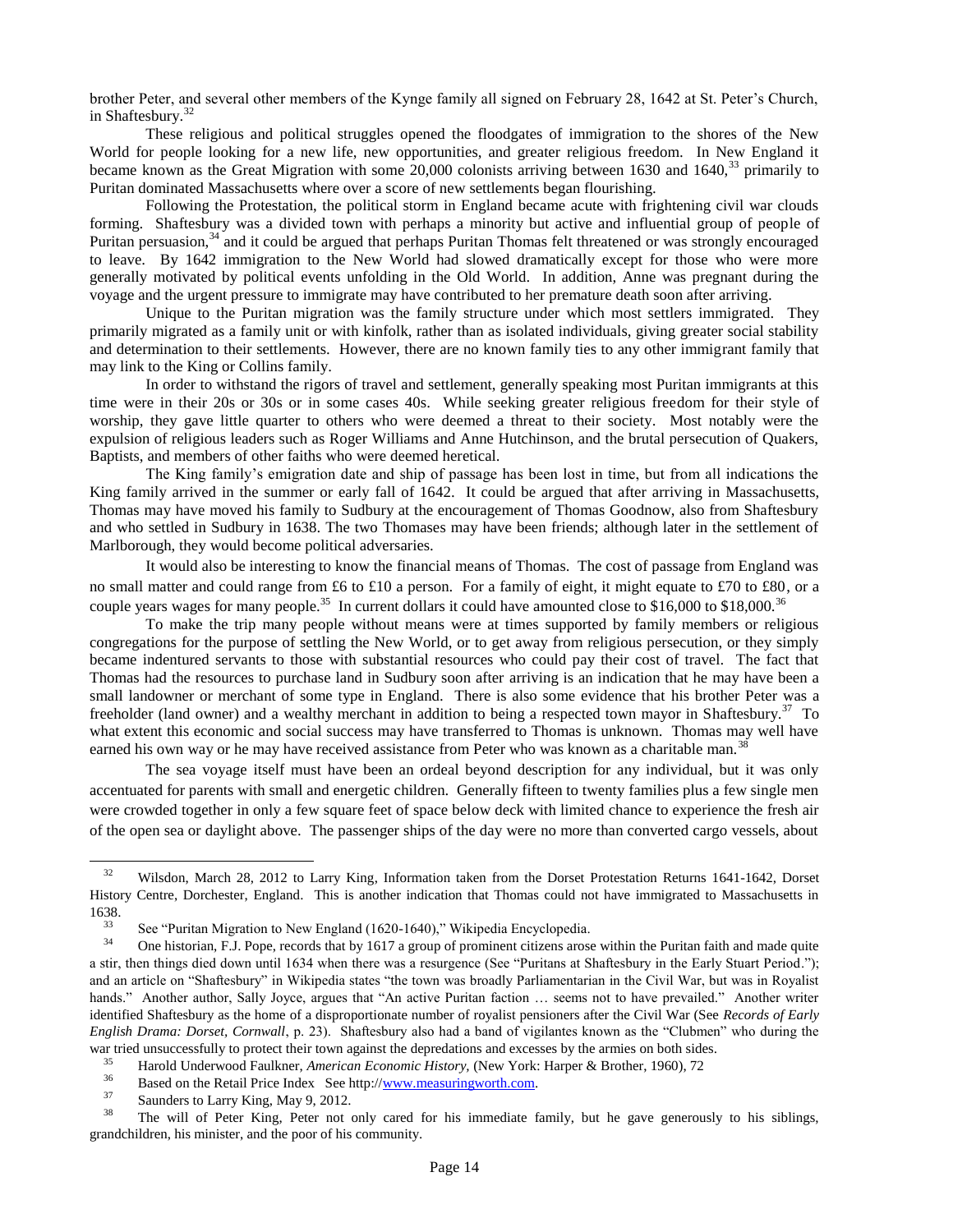brother Peter, and several other members of the Kynge family all signed on February 28, 1642 at St. Peter's Church, in Shaftesbury.[32]

These religious and political struggles opened the floodgates of immigration to the shores of the New World for people looking for a new life, new opportunities, and greater religious freedom. In New England it became known as the Great Migration with some 20,000 colonists arriving between 1630 and 1640,[33] primarily to Puritan dominated Massachusetts where over a score of new settlements began flourishing.

Following the Protestation, the political storm in England became acute with frightening civil war clouds forming. Shaftesbury was a divided town with perhaps a minority but active and influential group of people of Puritan persuasion,[34] and it could be argued that perhaps Puritan Thomas felt threatened or was strongly encouraged to leave. By 1642 immigration to the New World had slowed dramatically except for those who were more generally motivated by political events unfolding in the Old World. In addition, Anne was pregnant during the voyage and the urgent pressure to immigrate may have contributed to her premature death soon after arriving.

Unique to the Puritan migration was the family structure under which most settlers immigrated. They primarily migrated as a family unit or with kinfolk, rather than as isolated individuals, giving greater social stability and determination to their settlements. However, there are no known family ties to any other immigrant family that may link to the King or Collins family.

In order to withstand the rigors of travel and settlement, generally speaking most Puritan immigrants at this time were in their 20s or 30s or in some cases 40s. While seeking greater religious freedom for their style of worship, they gave little quarter to others who were deemed a threat to their society. Most notably were the expulsion of religious leaders such as Roger Williams and Anne Hutchinson, and the brutal persecution of Quakers, Baptists, and members of other faiths who were deemed heretical.

The King family's emigration date and ship of passage has been lost in time, but from all indications the King family arrived in the summer or early fall of 1642. It could be argued that after arriving in Massachusetts, Thomas may have moved his family to Sudbury at the encouragement of Thomas Goodnow, also from Shaftesbury and who settled in Sudbury in 1638. The two Thomases may have been friends; although later in the settlement of Marlborough, they would become political adversaries.

It would also be interesting to know the financial means of Thomas. The cost of passage from England was no small matter and could range from £6 to £10 a person. For a family of eight, it might equate to £70 to £80, or a couple years wages for many people.[35] In current dollars it could have amounted close to $16,000 to $18,000.[36]

To make the trip many people without means were at times supported by family members or religious congregations for the purpose of settling the New World, or to get away from religious persecution, or they simply became indentured servants to those with substantial resources who could pay their cost of travel. The fact that Thomas had the resources to purchase land in Sudbury soon after arriving is an indication that he may have been a small landowner or merchant of some type in England. There is also some evidence that his brother Peter was a freeholder (land owner) and a wealthy merchant in addition to being a respected town mayor in Shaftesbury.[37] To what extent this economic and social success may have transferred to Thomas is unknown. Thomas may well have earned his own way or he may have received assistance from Peter who was known as a charitable man.[38]

The sea voyage itself must have been an ordeal beyond description for any individual, but it was only accentuated for parents with small and energetic children. Generally fifteen to twenty families plus a few single men were crowded together in only a few square feet of space below deck with limited chance to experience the fresh air of the open sea or daylight above. The passenger ships of the day were no more than converted cargo vessels, about

---

[32] Wilsdon, March 28, 2012 to Larry King, Information taken from the Dorset Protestation Returns 1641-1642, Dorset History Centre, Dorchester, England. This is another indication that Thomas could not have immigrated to Massachusetts in 1638.

[33] See "Puritan Migration to New England (1620-1640)," Wikipedia Encyclopedia.

[34] One historian, F.J. Pope, records that by 1617 a group of prominent citizens arose within the Puritan faith and made quite a stir, then things died down until 1634 when there was a resurgence (See "Puritans at Shaftesbury in the Early Stuart Period."); and an article on "Shaftesbury" in Wikipedia states "the town was broadly Parliamentarian in the Civil War, but was in Royalist hands." Another author, Sally Joyce, argues that "An active Puritan faction … seems not to have prevailed." Another writer identified Shaftesbury as the home of a disproportionate number of royalist pensioners after the Civil War (See *Records of Early English Drama: Dorset, Cornwall*, p. 23). Shaftesbury also had a band of vigilantes known as the "Clubmen" who during the war tried unsuccessfully to protect their town against the depredations and excesses by the armies on both sides.

[35] Harold Underwood Faulkner, *American Economic History*, (New York: Harper & Brother, 1960), 72

[36] Based on the Retail Price Index See http://www.measuringworth.com.

[37] Saunders to Larry King, May 9, 2012.

[38] The will of Peter King, Peter not only cared for his immediate family, but he gave generously to his siblings, grandchildren, his minister, and the poor of his community.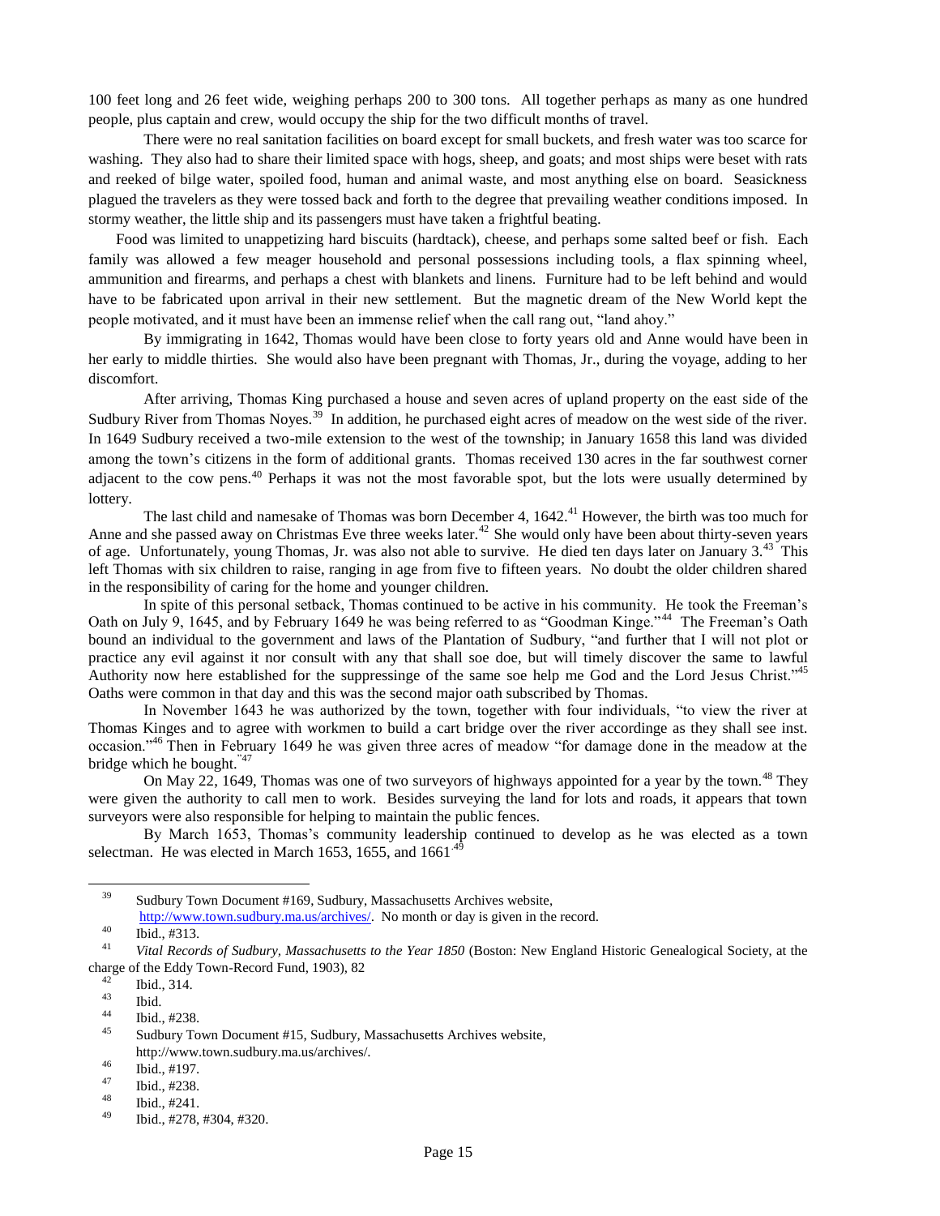100 feet long and 26 feet wide, weighing perhaps 200 to 300 tons. All together perhaps as many as one hundred people, plus captain and crew, would occupy the ship for the two difficult months of travel.

There were no real sanitation facilities on board except for small buckets, and fresh water was too scarce for washing. They also had to share their limited space with hogs, sheep, and goats; and most ships were beset with rats and reeked of bilge water, spoiled food, human and animal waste, and most anything else on board. Seasickness plagued the travelers as they were tossed back and forth to the degree that prevailing weather conditions imposed. In stormy weather, the little ship and its passengers must have taken a frightful beating.

Food was limited to unappetizing hard biscuits (hardtack), cheese, and perhaps some salted beef or fish. Each family was allowed a few meager household and personal possessions including tools, a flax spinning wheel, ammunition and firearms, and perhaps a chest with blankets and linens. Furniture had to be left behind and would have to be fabricated upon arrival in their new settlement. But the magnetic dream of the New World kept the people motivated, and it must have been an immense relief when the call rang out, "land ahoy."

By immigrating in 1642, Thomas would have been close to forty years old and Anne would have been in her early to middle thirties. She would also have been pregnant with Thomas, Jr., during the voyage, adding to her discomfort.

After arriving, Thomas King purchased a house and seven acres of upland property on the east side of the Sudbury River from Thomas Noyes.[39] In addition, he purchased eight acres of meadow on the west side of the river. In 1649 Sudbury received a two-mile extension to the west of the township; in January 1658 this land was divided among the town's citizens in the form of additional grants. Thomas received 130 acres in the far southwest corner adjacent to the cow pens.[40] Perhaps it was not the most favorable spot, but the lots were usually determined by lottery.

The last child and namesake of Thomas was born December 4, 1642.[41] However, the birth was too much for Anne and she passed away on Christmas Eve three weeks later.[42] She would only have been about thirty-seven years of age. Unfortunately, young Thomas, Jr. was also not able to survive. He died ten days later on January 3.[43] This left Thomas with six children to raise, ranging in age from five to fifteen years. No doubt the older children shared in the responsibility of caring for the home and younger children.

In spite of this personal setback, Thomas continued to be active in his community. He took the Freeman's Oath on July 9, 1645, and by February 1649 he was being referred to as "Goodman Kinge."[44] The Freeman's Oath bound an individual to the government and laws of the Plantation of Sudbury, "and further that I will not plot or practice any evil against it nor consult with any that shall soe doe, but will timely discover the same to lawful Authority now here established for the suppressinge of the same soe help me God and the Lord Jesus Christ."[45] Oaths were common in that day and this was the second major oath subscribed by Thomas.

In November 1643 he was authorized by the town, together with four individuals, "to view the river at Thomas Kinges and to agree with workmen to build a cart bridge over the river accordinge as they shall see inst. occasion."[46] Then in February 1649 he was given three acres of meadow "for damage done in the meadow at the bridge which he bought."[47]

On May 22, 1649, Thomas was one of two surveyors of highways appointed for a year by the town.[48] They were given the authority to call men to work. Besides surveying the land for lots and roads, it appears that town surveyors were also responsible for helping to maintain the public fences.

By March 1653, Thomas's community leadership continued to develop as he was elected as a town selectman. He was elected in March 1653, 1655, and 1661.[49]

---

[39] Sudbury Town Document #169, Sudbury, Massachusetts Archives website, http://www.town.sudbury.ma.us/archives/. No month or day is given in the record.

[40] Ibid., #313.

[41] *Vital Records of Sudbury, Massachusetts to the Year 1850* (Boston: New England Historic Genealogical Society, at the charge of the Eddy Town-Record Fund, 1903), 82

[42] Ibid., 314.

[43] Ibid.

[44] Ibid., #238.

[45] Sudbury Town Document #15, Sudbury, Massachusetts Archives website, http://www.town.sudbury.ma.us/archives/.

[46] Ibid., #197.

[47] Ibid., #238.

[48] Ibid., #241.

[49] Ibid., #278, #304, #320.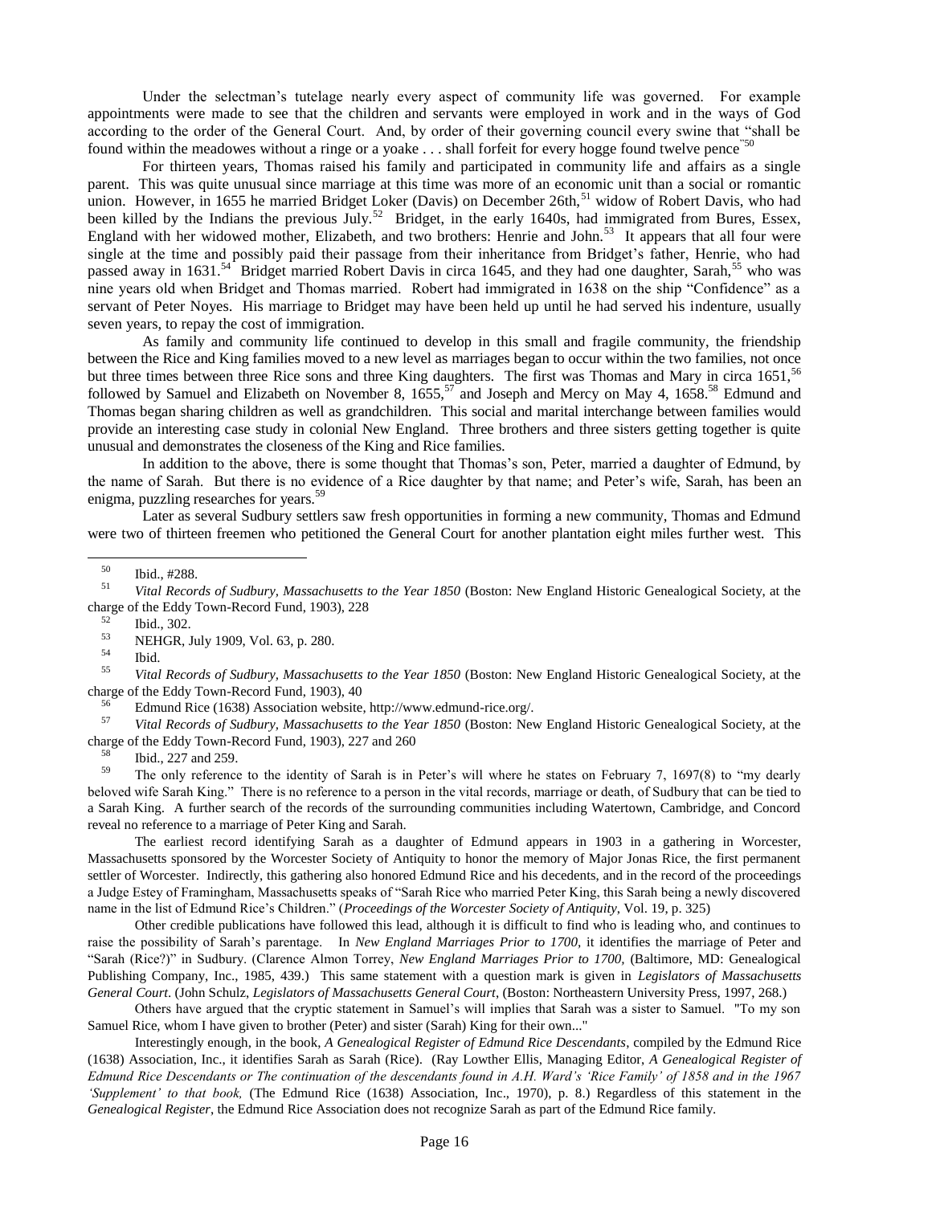Under the selectman's tutelage nearly every aspect of community life was governed. For example appointments were made to see that the children and servants were employed in work and in the ways of God according to the order of the General Court. And, by order of their governing council every swine that "shall be found within the meadowes without a ringe or a yoake . . . shall forfeit for every hogge found twelve pence"[50]

For thirteen years, Thomas raised his family and participated in community life and affairs as a single parent. This was quite unusual since marriage at this time was more of an economic unit than a social or romantic union. However, in 1655 he married Bridget Loker (Davis) on December 26th,[51] widow of Robert Davis, who had been killed by the Indians the previous July.[52] Bridget, in the early 1640s, had immigrated from Bures, Essex, England with her widowed mother, Elizabeth, and two brothers: Henrie and John.[53] It appears that all four were single at the time and possibly paid their passage from their inheritance from Bridget's father, Henrie, who had passed away in 1631.[54] Bridget married Robert Davis in circa 1645, and they had one daughter, Sarah,[55] who was nine years old when Bridget and Thomas married. Robert had immigrated in 1638 on the ship "Confidence" as a servant of Peter Noyes. His marriage to Bridget may have been held up until he had served his indenture, usually seven years, to repay the cost of immigration.

As family and community life continued to develop in this small and fragile community, the friendship between the Rice and King families moved to a new level as marriages began to occur within the two families, not once but three times between three Rice sons and three King daughters. The first was Thomas and Mary in circa 1651,[56] followed by Samuel and Elizabeth on November 8, 1655,[57] and Joseph and Mercy on May 4, 1658.[58] Edmund and Thomas began sharing children as well as grandchildren. This social and marital interchange between families would provide an interesting case study in colonial New England. Three brothers and three sisters getting together is quite unusual and demonstrates the closeness of the King and Rice families.

In addition to the above, there is some thought that Thomas's son, Peter, married a daughter of Edmund, by the name of Sarah. But there is no evidence of a Rice daughter by that name; and Peter's wife, Sarah, has been an enigma, puzzling researches for years.[59]

Later as several Sudbury settlers saw fresh opportunities in forming a new community, Thomas and Edmund were two of thirteen freemen who petitioned the General Court for another plantation eight miles further west. This

---

[50] Ibid., #288.

[51] *Vital Records of Sudbury, Massachusetts to the Year 1850* (Boston: New England Historic Genealogical Society, at the charge of the Eddy Town-Record Fund, 1903), 228

[52] Ibid., 302.

[53] NEHGR, July 1909, Vol. 63, p. 280.

[54] Ibid.

[55] *Vital Records of Sudbury, Massachusetts to the Year 1850* (Boston: New England Historic Genealogical Society, at the charge of the Eddy Town-Record Fund, 1903), 40

[56] Edmund Rice (1638) Association website, http://www.edmund-rice.org/.

[57] *Vital Records of Sudbury, Massachusetts to the Year 1850* (Boston: New England Historic Genealogical Society, at the charge of the Eddy Town-Record Fund, 1903), 227 and 260

[58] Ibid., 227 and 259.

[59] The only reference to the identity of Sarah is in Peter's will where he states on February 7, 1697(8) to "my dearly beloved wife Sarah King." There is no reference to a person in the vital records, marriage or death, of Sudbury that can be tied to a Sarah King. A further search of the records of the surrounding communities including Watertown, Cambridge, and Concord reveal no reference to a marriage of Peter King and Sarah.

The earliest record identifying Sarah as a daughter of Edmund appears in 1903 in a gathering in Worcester, Massachusetts sponsored by the Worcester Society of Antiquity to honor the memory of Major Jonas Rice, the first permanent settler of Worcester. Indirectly, this gathering also honored Edmund Rice and his decedents, and in the record of the proceedings a Judge Estey of Framingham, Massachusetts speaks of "Sarah Rice who married Peter King, this Sarah being a newly discovered name in the list of Edmund Rice's Children." (*Proceedings of the Worcester Society of Antiquity*, Vol. 19, p. 325)

Other credible publications have followed this lead, although it is difficult to find who is leading who, and continues to raise the possibility of Sarah's parentage. In *New England Marriages Prior to 1700*, it identifies the marriage of Peter and "Sarah (Rice?)" in Sudbury. (Clarence Almon Torrey, *New England Marriages Prior to 1700*, (Baltimore, MD: Genealogical Publishing Company, Inc., 1985, 439.) This same statement with a question mark is given in *Legislators of Massachusetts General Court*. (John Schulz, *Legislators of Massachusetts General Court*, (Boston: Northeastern University Press, 1997, 268.)

Others have argued that the cryptic statement in Samuel's will implies that Sarah was a sister to Samuel. "To my son Samuel Rice, whom I have given to brother (Peter) and sister (Sarah) King for their own..."

Interestingly enough, in the book, *A Genealogical Register of Edmund Rice Descendants*, compiled by the Edmund Rice (1638) Association, Inc., it identifies Sarah as Sarah (Rice). (Ray Lowther Ellis, Managing Editor, *A Genealogical Register of Edmund Rice Descendants or The continuation of the descendants found in A.H. Ward's 'Rice Family' of 1858 and in the 1967 'Supplement' to that book,* (The Edmund Rice (1638) Association, Inc., 1970), p. 8.) Regardless of this statement in the *Genealogical Register*, the Edmund Rice Association does not recognize Sarah as part of the Edmund Rice family.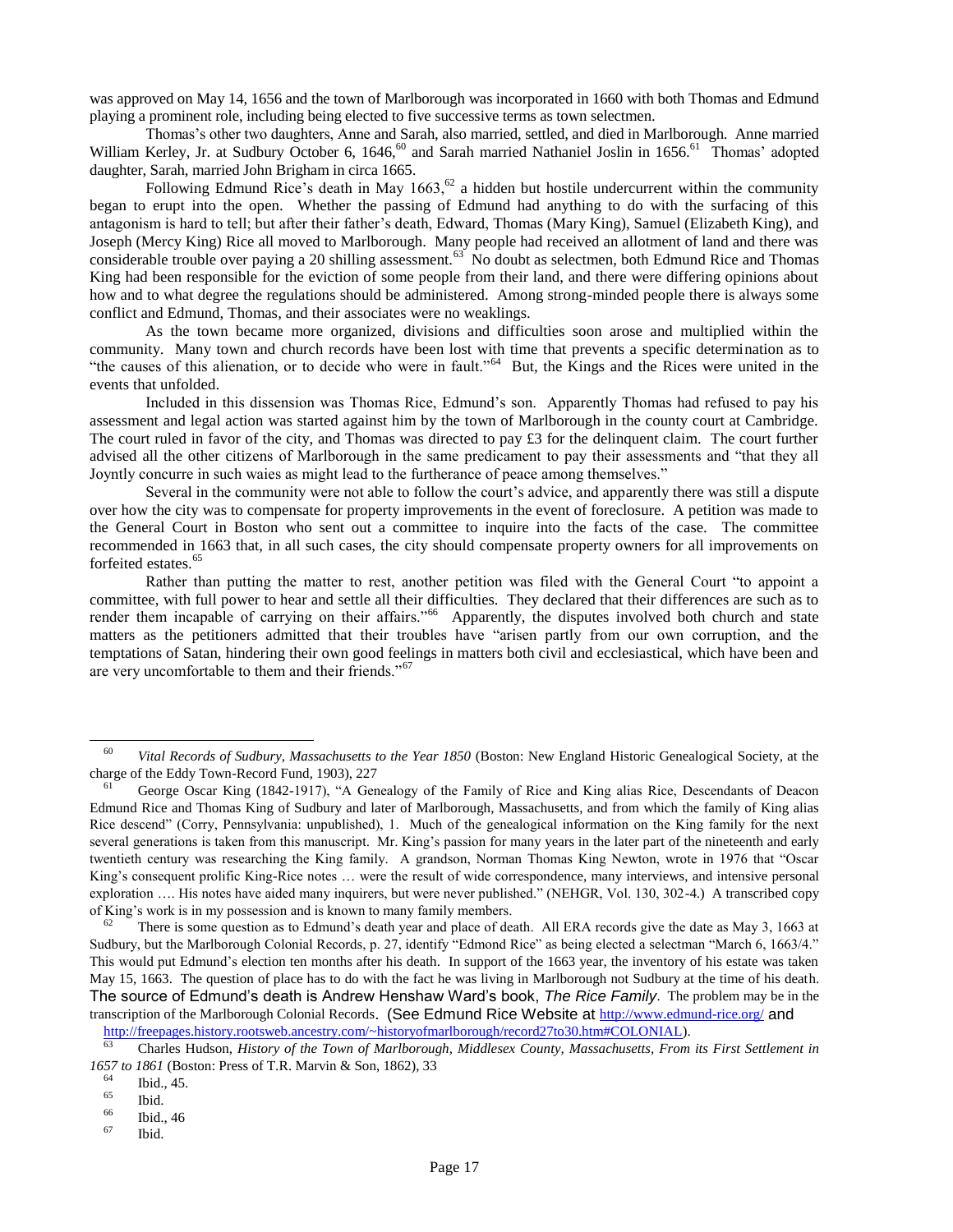was approved on May 14, 1656 and the town of Marlborough was incorporated in 1660 with both Thomas and Edmund playing a prominent role, including being elected to five successive terms as town selectmen.

Thomas's other two daughters, Anne and Sarah, also married, settled, and died in Marlborough. Anne married William Kerley, Jr. at Sudbury October 6, 1646,[60] and Sarah married Nathaniel Joslin in 1656.[61] Thomas' adopted daughter, Sarah, married John Brigham in circa 1665.

Following Edmund Rice's death in May 1663,[62] a hidden but hostile undercurrent within the community began to erupt into the open. Whether the passing of Edmund had anything to do with the surfacing of this antagonism is hard to tell; but after their father's death, Edward, Thomas (Mary King), Samuel (Elizabeth King), and Joseph (Mercy King) Rice all moved to Marlborough. Many people had received an allotment of land and there was considerable trouble over paying a 20 shilling assessment.[63] No doubt as selectmen, both Edmund Rice and Thomas King had been responsible for the eviction of some people from their land, and there were differing opinions about how and to what degree the regulations should be administered. Among strong-minded people there is always some conflict and Edmund, Thomas, and their associates were no weaklings.

As the town became more organized, divisions and difficulties soon arose and multiplied within the community. Many town and church records have been lost with time that prevents a specific determination as to "the causes of this alienation, or to decide who were in fault."[64] But, the Kings and the Rices were united in the events that unfolded.

Included in this dissension was Thomas Rice, Edmund's son. Apparently Thomas had refused to pay his assessment and legal action was started against him by the town of Marlborough in the county court at Cambridge. The court ruled in favor of the city, and Thomas was directed to pay £3 for the delinquent claim. The court further advised all the other citizens of Marlborough in the same predicament to pay their assessments and "that they all Joyntly concurre in such waies as might lead to the furtherance of peace among themselves."

Several in the community were not able to follow the court's advice, and apparently there was still a dispute over how the city was to compensate for property improvements in the event of foreclosure. A petition was made to the General Court in Boston who sent out a committee to inquire into the facts of the case. The committee recommended in 1663 that, in all such cases, the city should compensate property owners for all improvements on forfeited estates.[65]

Rather than putting the matter to rest, another petition was filed with the General Court "to appoint a committee, with full power to hear and settle all their difficulties. They declared that their differences are such as to render them incapable of carrying on their affairs."[66] Apparently, the disputes involved both church and state matters as the petitioners admitted that their troubles have "arisen partly from our own corruption, and the temptations of Satan, hindering their own good feelings in matters both civil and ecclesiastical, which have been and are very uncomfortable to them and their friends."[67]

---

[60] *Vital Records of Sudbury, Massachusetts to the Year 1850* (Boston: New England Historic Genealogical Society, at the charge of the Eddy Town-Record Fund, 1903), 227

[61] George Oscar King (1842-1917), "A Genealogy of the Family of Rice and King alias Rice, Descendants of Deacon Edmund Rice and Thomas King of Sudbury and later of Marlborough, Massachusetts, and from which the family of King alias Rice descend" (Corry, Pennsylvania: unpublished), 1. Much of the genealogical information on the King family for the next several generations is taken from this manuscript. Mr. King's passion for many years in the later part of the nineteenth and early twentieth century was researching the King family. A grandson, Norman Thomas King Newton, wrote in 1976 that "Oscar King's consequent prolific King-Rice notes … were the result of wide correspondence, many interviews, and intensive personal exploration …. His notes have aided many inquirers, but were never published." (NEHGR, Vol. 130, 302-4.) A transcribed copy of King's work is in my possession and is known to many family members.

[62] There is some question as to Edmund's death year and place of death. All ERA records give the date as May 3, 1663 at Sudbury, but the Marlborough Colonial Records, p. 27, identify "Edmond Rice" as being elected a selectman "March 6, 1663/4." This would put Edmund's election ten months after his death. In support of the 1663 year, the inventory of his estate was taken May 15, 1663. The question of place has to do with the fact he was living in Marlborough not Sudbury at the time of his death. The source of Edmund's death is Andrew Henshaw Ward's book, *The Rice Family*. The problem may be in the transcription of the Marlborough Colonial Records. (See Edmund Rice Website at http://www.edmund-rice.org/ and http://freepages.history.rootsweb.ancestry.com/~historyofmarlborough/record27to30.htm#COLONIAL).

[63] Charles Hudson, *History of the Town of Marlborough, Middlesex County, Massachusetts, From its First Settlement in 1657 to 1861* (Boston: Press of T.R. Marvin & Son, 1862), 33

[64] Ibid., 45.

[65] Ibid.

[66] Ibid., 46

[67] Ibid.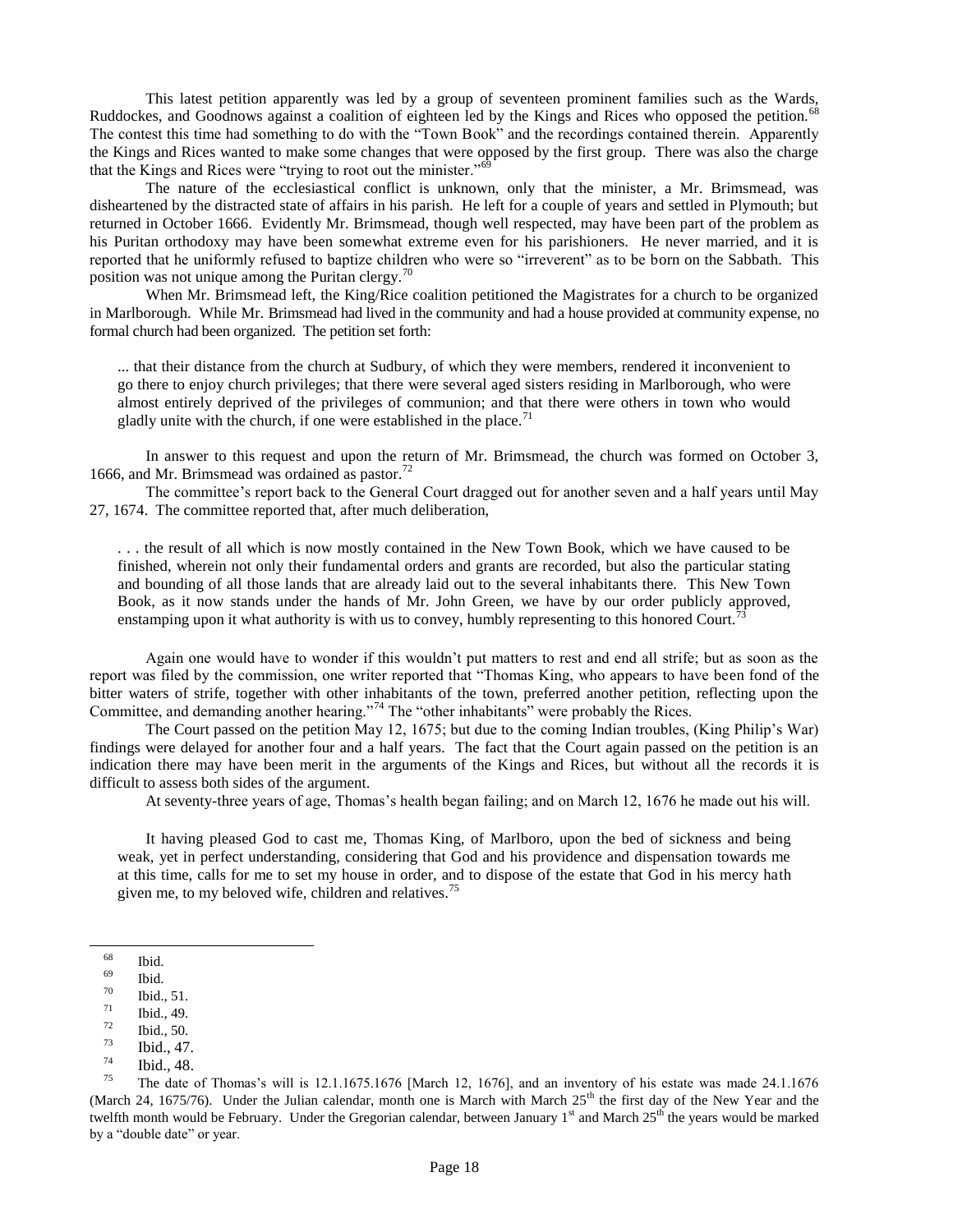This latest petition apparently was led by a group of seventeen prominent families such as the Wards, Ruddockes, and Goodnows against a coalition of eighteen led by the Kings and Rices who opposed the petition.[68] The contest this time had something to do with the "Town Book" and the recordings contained therein. Apparently the Kings and Rices wanted to make some changes that were opposed by the first group. There was also the charge that the Kings and Rices were "trying to root out the minister."[69]

The nature of the ecclesiastical conflict is unknown, only that the minister, a Mr. Brimsmead, was disheartened by the distracted state of affairs in his parish. He left for a couple of years and settled in Plymouth; but returned in October 1666. Evidently Mr. Brimsmead, though well respected, may have been part of the problem as his Puritan orthodoxy may have been somewhat extreme even for his parishioners. He never married, and it is reported that he uniformly refused to baptize children who were so "irreverent" as to be born on the Sabbath. This position was not unique among the Puritan clergy.[70]

When Mr. Brimsmead left, the King/Rice coalition petitioned the Magistrates for a church to be organized in Marlborough. While Mr. Brimsmead had lived in the community and had a house provided at community expense, no formal church had been organized. The petition set forth:

> ... that their distance from the church at Sudbury, of which they were members, rendered it inconvenient to go there to enjoy church privileges; that there were several aged sisters residing in Marlborough, who were almost entirely deprived of the privileges of communion; and that there were others in town who would gladly unite with the church, if one were established in the place.[71]

In answer to this request and upon the return of Mr. Brimsmead, the church was formed on October 3, 1666, and Mr. Brimsmead was ordained as pastor.[72]

The committee's report back to the General Court dragged out for another seven and a half years until May 27, 1674. The committee reported that, after much deliberation,

> . . . the result of all which is now mostly contained in the New Town Book, which we have caused to be finished, wherein not only their fundamental orders and grants are recorded, but also the particular stating and bounding of all those lands that are already laid out to the several inhabitants there. This New Town Book, as it now stands under the hands of Mr. John Green, we have by our order publicly approved, enstamping upon it what authority is with us to convey, humbly representing to this honored Court.[73]

Again one would have to wonder if this wouldn't put matters to rest and end all strife; but as soon as the report was filed by the commission, one writer reported that "Thomas King, who appears to have been fond of the bitter waters of strife, together with other inhabitants of the town, preferred another petition, reflecting upon the Committee, and demanding another hearing."[74] The "other inhabitants" were probably the Rices.

The Court passed on the petition May 12, 1675; but due to the coming Indian troubles, (King Philip's War) findings were delayed for another four and a half years. The fact that the Court again passed on the petition is an indication there may have been merit in the arguments of the Kings and Rices, but without all the records it is difficult to assess both sides of the argument.

At seventy-three years of age, Thomas's health began failing; and on March 12, 1676 he made out his will.

> It having pleased God to cast me, Thomas King, of Marlboro, upon the bed of sickness and being weak, yet in perfect understanding, considering that God and his providence and dispensation towards me at this time, calls for me to set my house in order, and to dispose of the estate that God in his mercy hath given me, to my beloved wife, children and relatives.[75]

---

[68] Ibid.

[69] Ibid.

[70] Ibid., 51.

[71] Ibid., 49.

[72] Ibid., 50.

[73] Ibid., 47.

[74] Ibid., 48.

[75] The date of Thomas's will is 12.1.1675.1676 [March 12, 1676], and an inventory of his estate was made 24.1.1676 (March 24, 1675/76). Under the Julian calendar, month one is March with March 25th the first day of the New Year and the twelfth month would be February. Under the Gregorian calendar, between January 1st and March 25th the years would be marked by a "double date" or year.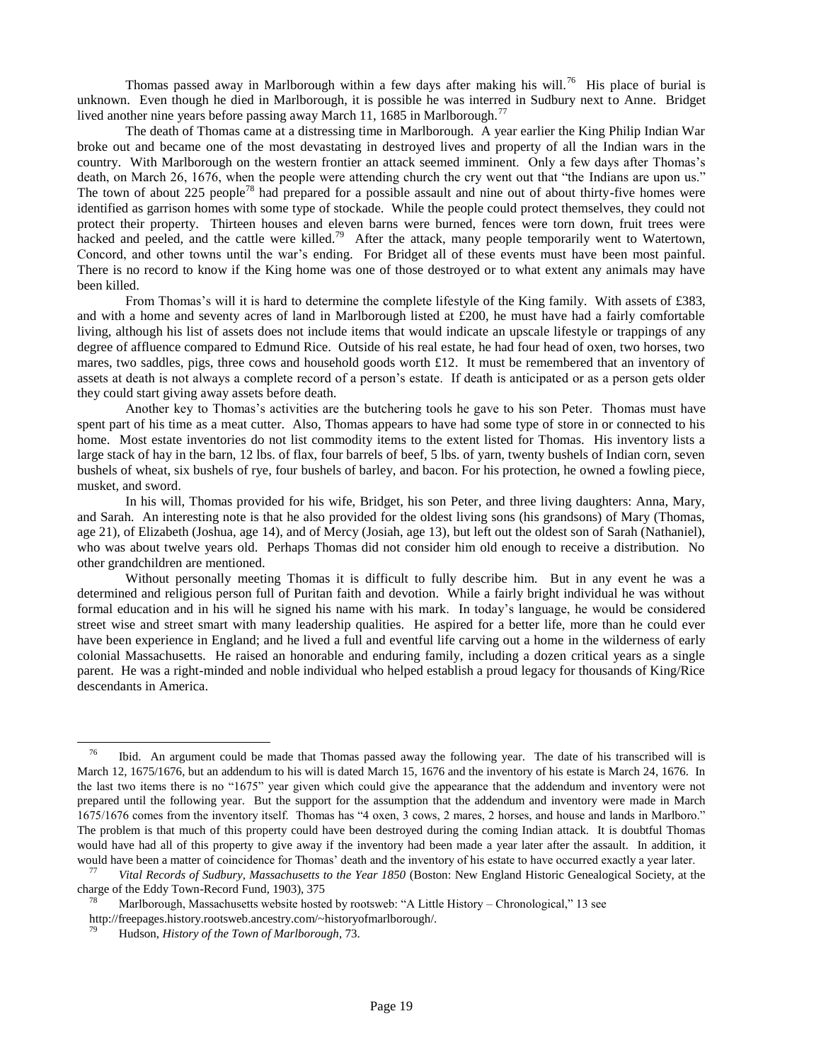Thomas passed away in Marlborough within a few days after making his will.[76] His place of burial is unknown. Even though he died in Marlborough, it is possible he was interred in Sudbury next to Anne. Bridget lived another nine years before passing away March 11, 1685 in Marlborough.[77]

The death of Thomas came at a distressing time in Marlborough. A year earlier the King Philip Indian War broke out and became one of the most devastating in destroyed lives and property of all the Indian wars in the country. With Marlborough on the western frontier an attack seemed imminent. Only a few days after Thomas's death, on March 26, 1676, when the people were attending church the cry went out that "the Indians are upon us." The town of about 225 people[78] had prepared for a possible assault and nine out of about thirty-five homes were identified as garrison homes with some type of stockade. While the people could protect themselves, they could not protect their property. Thirteen houses and eleven barns were burned, fences were torn down, fruit trees were hacked and peeled, and the cattle were killed.[79] After the attack, many people temporarily went to Watertown, Concord, and other towns until the war's ending. For Bridget all of these events must have been most painful. There is no record to know if the King home was one of those destroyed or to what extent any animals may have been killed.

From Thomas's will it is hard to determine the complete lifestyle of the King family. With assets of £383, and with a home and seventy acres of land in Marlborough listed at £200, he must have had a fairly comfortable living, although his list of assets does not include items that would indicate an upscale lifestyle or trappings of any degree of affluence compared to Edmund Rice. Outside of his real estate, he had four head of oxen, two horses, two mares, two saddles, pigs, three cows and household goods worth £12. It must be remembered that an inventory of assets at death is not always a complete record of a person's estate. If death is anticipated or as a person gets older they could start giving away assets before death.

Another key to Thomas's activities are the butchering tools he gave to his son Peter. Thomas must have spent part of his time as a meat cutter. Also, Thomas appears to have had some type of store in or connected to his home. Most estate inventories do not list commodity items to the extent listed for Thomas. His inventory lists a large stack of hay in the barn, 12 lbs. of flax, four barrels of beef, 5 lbs. of yarn, twenty bushels of Indian corn, seven bushels of wheat, six bushels of rye, four bushels of barley, and bacon. For his protection, he owned a fowling piece, musket, and sword.

In his will, Thomas provided for his wife, Bridget, his son Peter, and three living daughters: Anna, Mary, and Sarah. An interesting note is that he also provided for the oldest living sons (his grandsons) of Mary (Thomas, age 21), of Elizabeth (Joshua, age 14), and of Mercy (Josiah, age 13), but left out the oldest son of Sarah (Nathaniel), who was about twelve years old. Perhaps Thomas did not consider him old enough to receive a distribution. No other grandchildren are mentioned.

Without personally meeting Thomas it is difficult to fully describe him. But in any event he was a determined and religious person full of Puritan faith and devotion. While a fairly bright individual he was without formal education and in his will he signed his name with his mark. In today's language, he would be considered street wise and street smart with many leadership qualities. He aspired for a better life, more than he could ever have been experience in England; and he lived a full and eventful life carving out a home in the wilderness of early colonial Massachusetts. He raised an honorable and enduring family, including a dozen critical years as a single parent. He was a right-minded and noble individual who helped establish a proud legacy for thousands of King/Rice descendants in America.

---

[76] Ibid. An argument could be made that Thomas passed away the following year. The date of his transcribed will is March 12, 1675/1676, but an addendum to his will is dated March 15, 1676 and the inventory of his estate is March 24, 1676. In the last two items there is no "1675" year given which could give the appearance that the addendum and inventory were not prepared until the following year. But the support for the assumption that the addendum and inventory were made in March 1675/1676 comes from the inventory itself. Thomas has "4 oxen, 3 cows, 2 mares, 2 horses, and house and lands in Marlboro." The problem is that much of this property could have been destroyed during the coming Indian attack. It is doubtful Thomas would have had all of this property to give away if the inventory had been made a year later after the assault. In addition, it would have been a matter of coincidence for Thomas' death and the inventory of his estate to have occurred exactly a year later.

[77] *Vital Records of Sudbury, Massachusetts to the Year 1850* (Boston: New England Historic Genealogical Society, at the charge of the Eddy Town-Record Fund, 1903), 375

[78] Marlborough, Massachusetts website hosted by rootsweb: "A Little History – Chronological," 13 see http://freepages.history.rootsweb.ancestry.com/~historyofmarlborough/.

[79] Hudson, *History of the Town of Marlborough*, 73.